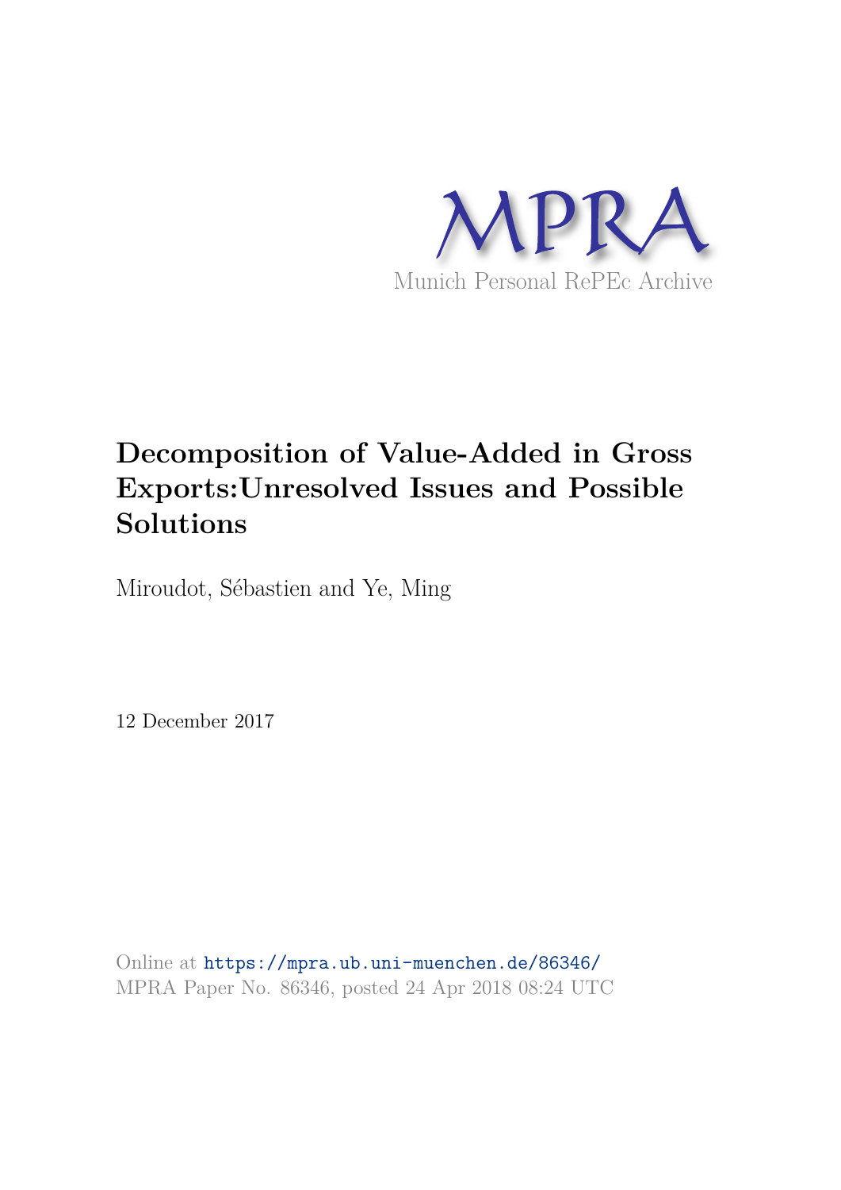MPRA

Munich Personal RePEc Archive

# Decomposition of Value-Added in Gross Exports:Unresolved Issues and Possible Solutions

Miroudot, Sébastien and Ye, Ming

12 December 2017

Online at https://mpra.ub.uni-muenchen.de/86346/
MPRA Paper No. 86346, posted 24 Apr 2018 08:24 UTC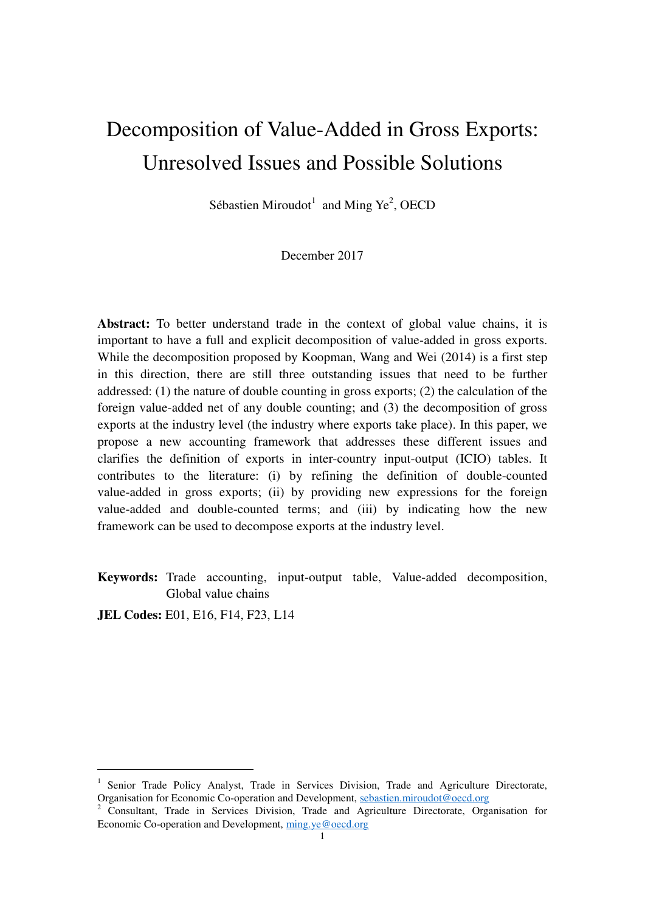# Decomposition of Value-Added in Gross Exports: Unresolved Issues and Possible Solutions

Sébastien Miroudot[1] and Ming Ye[2], OECD

December 2017

**Abstract:** To better understand trade in the context of global value chains, it is important to have a full and explicit decomposition of value-added in gross exports. While the decomposition proposed by Koopman, Wang and Wei (2014) is a first step in this direction, there are still three outstanding issues that need to be further addressed: (1) the nature of double counting in gross exports; (2) the calculation of the foreign value-added net of any double counting; and (3) the decomposition of gross exports at the industry level (the industry where exports take place). In this paper, we propose a new accounting framework that addresses these different issues and clarifies the definition of exports in inter-country input-output (ICIO) tables. It contributes to the literature: (i) by refining the definition of double-counted value-added in gross exports; (ii) by providing new expressions for the foreign value-added and double-counted terms; and (iii) by indicating how the new framework can be used to decompose exports at the industry level.

**Keywords:** Trade accounting, input-output table, Value-added decomposition, Global value chains

**JEL Codes:** E01, E16, F14, F23, L14

---

[1] Senior Trade Policy Analyst, Trade in Services Division, Trade and Agriculture Directorate, Organisation for Economic Co-operation and Development, sebastien.miroudot@oecd.org

[2] Consultant, Trade in Services Division, Trade and Agriculture Directorate, Organisation for Economic Co-operation and Development, ming.ye@oecd.org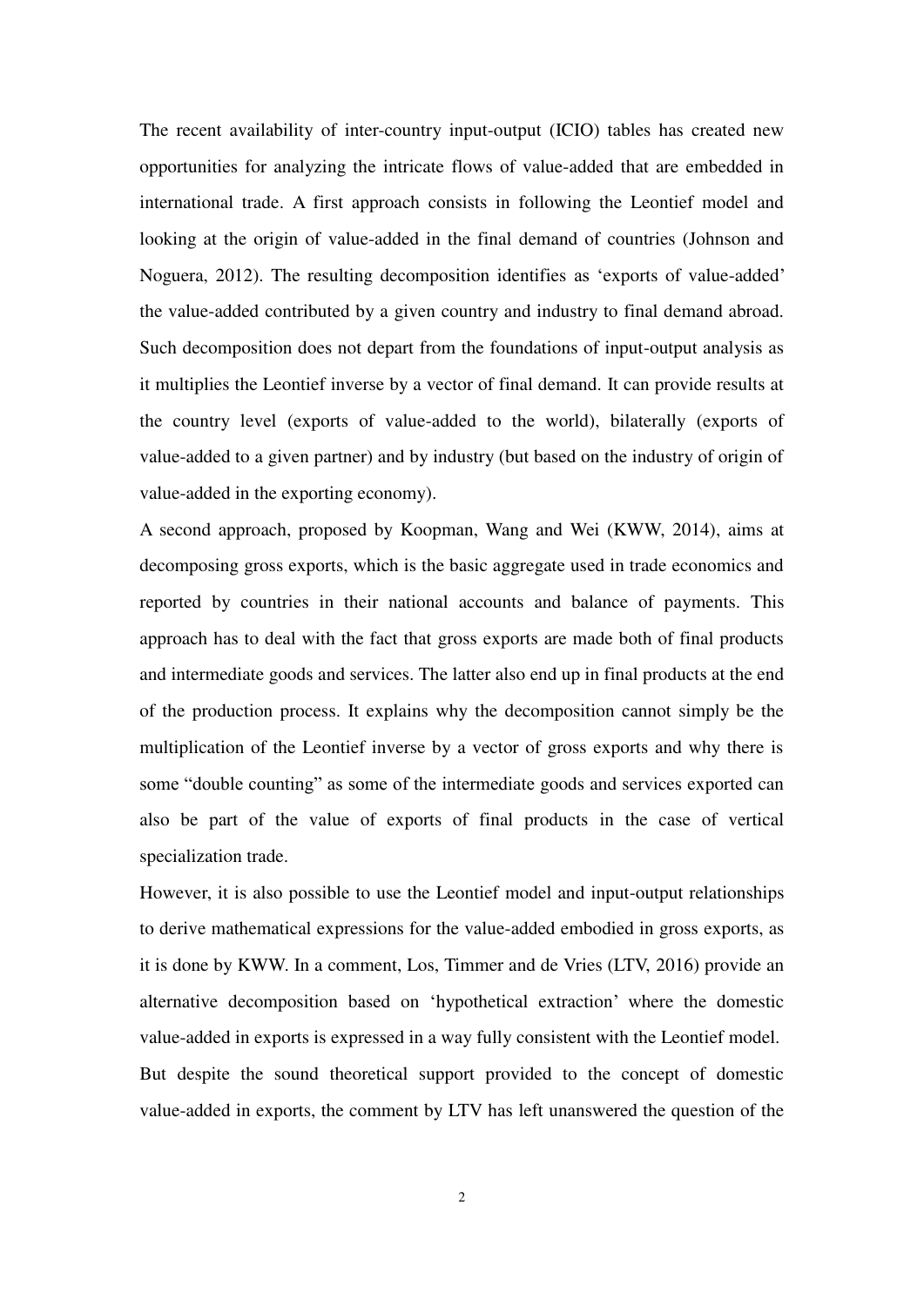The recent availability of inter-country input-output (ICIO) tables has created new opportunities for analyzing the intricate flows of value-added that are embedded in international trade. A first approach consists in following the Leontief model and looking at the origin of value-added in the final demand of countries (Johnson and Noguera, 2012). The resulting decomposition identifies as 'exports of value-added' the value-added contributed by a given country and industry to final demand abroad. Such decomposition does not depart from the foundations of input-output analysis as it multiplies the Leontief inverse by a vector of final demand. It can provide results at the country level (exports of value-added to the world), bilaterally (exports of value-added to a given partner) and by industry (but based on the industry of origin of value-added in the exporting economy).

A second approach, proposed by Koopman, Wang and Wei (KWW, 2014), aims at decomposing gross exports, which is the basic aggregate used in trade economics and reported by countries in their national accounts and balance of payments. This approach has to deal with the fact that gross exports are made both of final products and intermediate goods and services. The latter also end up in final products at the end of the production process. It explains why the decomposition cannot simply be the multiplication of the Leontief inverse by a vector of gross exports and why there is some "double counting" as some of the intermediate goods and services exported can also be part of the value of exports of final products in the case of vertical specialization trade.

However, it is also possible to use the Leontief model and input-output relationships to derive mathematical expressions for the value-added embodied in gross exports, as it is done by KWW. In a comment, Los, Timmer and de Vries (LTV, 2016) provide an alternative decomposition based on 'hypothetical extraction' where the domestic value-added in exports is expressed in a way fully consistent with the Leontief model. But despite the sound theoretical support provided to the concept of domestic value-added in exports, the comment by LTV has left unanswered the question of the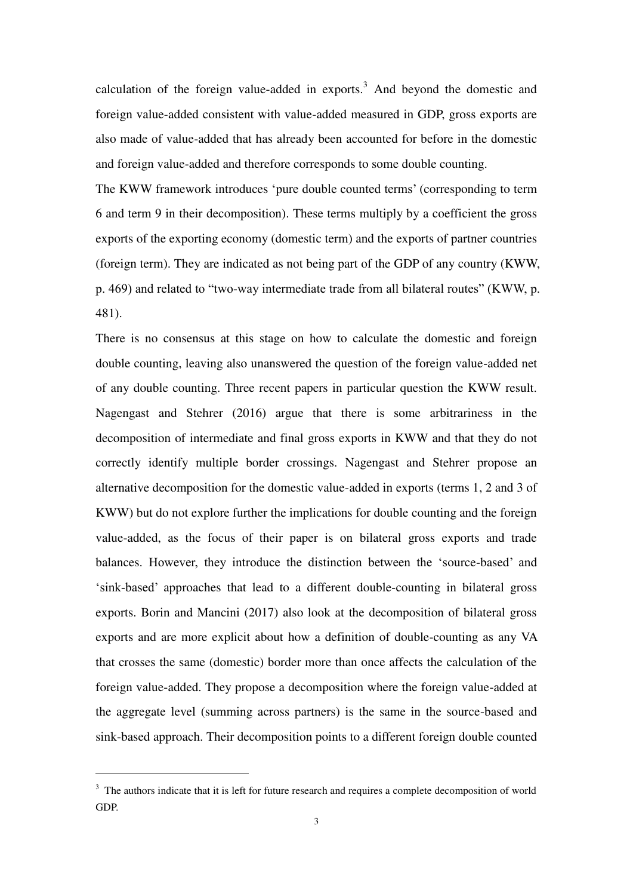calculation of the foreign value-added in exports.[3] And beyond the domestic and foreign value-added consistent with value-added measured in GDP, gross exports are also made of value-added that has already been accounted for before in the domestic and foreign value-added and therefore corresponds to some double counting.

The KWW framework introduces 'pure double counted terms' (corresponding to term 6 and term 9 in their decomposition). These terms multiply by a coefficient the gross exports of the exporting economy (domestic term) and the exports of partner countries (foreign term). They are indicated as not being part of the GDP of any country (KWW, p. 469) and related to "two-way intermediate trade from all bilateral routes" (KWW, p. 481).

There is no consensus at this stage on how to calculate the domestic and foreign double counting, leaving also unanswered the question of the foreign value-added net of any double counting. Three recent papers in particular question the KWW result. Nagengast and Stehrer (2016) argue that there is some arbitrariness in the decomposition of intermediate and final gross exports in KWW and that they do not correctly identify multiple border crossings. Nagengast and Stehrer propose an alternative decomposition for the domestic value-added in exports (terms 1, 2 and 3 of KWW) but do not explore further the implications for double counting and the foreign value-added, as the focus of their paper is on bilateral gross exports and trade balances. However, they introduce the distinction between the 'source-based' and 'sink-based' approaches that lead to a different double-counting in bilateral gross exports. Borin and Mancini (2017) also look at the decomposition of bilateral gross exports and are more explicit about how a definition of double-counting as any VA that crosses the same (domestic) border more than once affects the calculation of the foreign value-added. They propose a decomposition where the foreign value-added at the aggregate level (summing across partners) is the same in the source-based and sink-based approach. Their decomposition points to a different foreign double counted

[3] The authors indicate that it is left for future research and requires a complete decomposition of world GDP.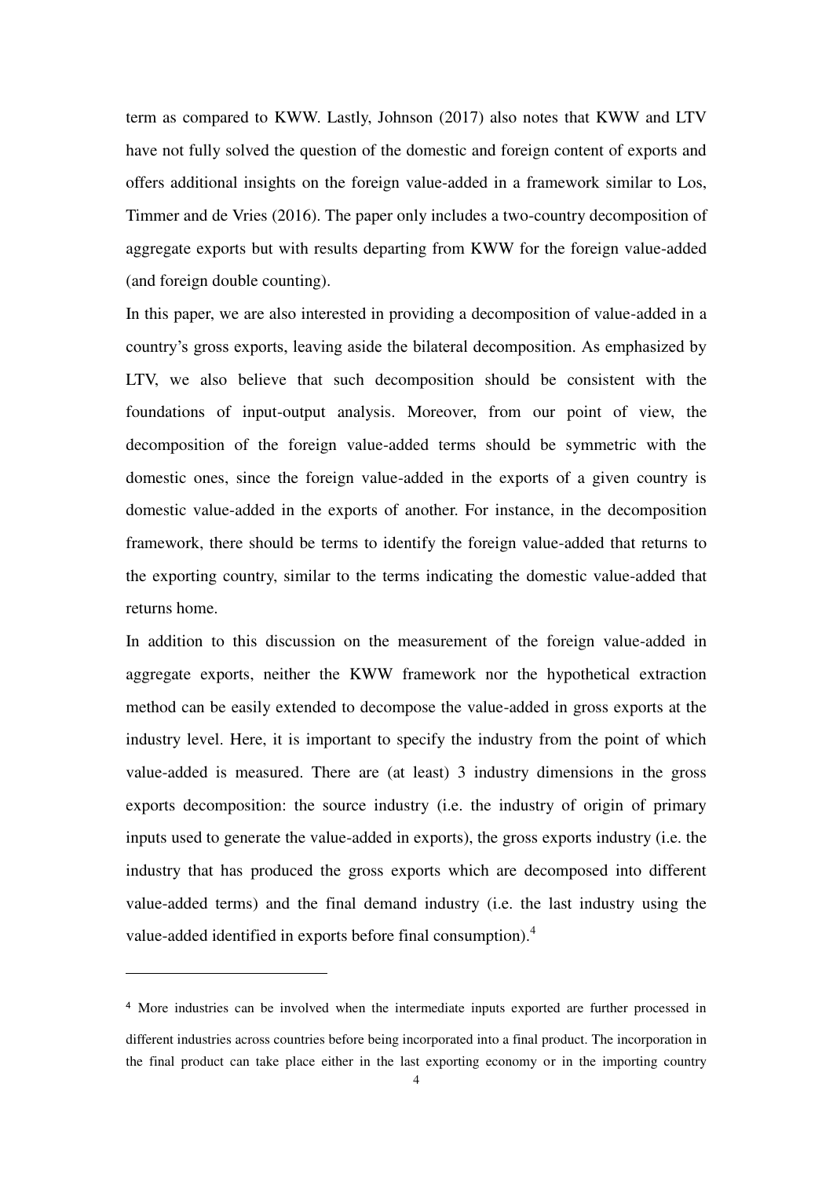term as compared to KWW. Lastly, Johnson (2017) also notes that KWW and LTV have not fully solved the question of the domestic and foreign content of exports and offers additional insights on the foreign value-added in a framework similar to Los, Timmer and de Vries (2016). The paper only includes a two-country decomposition of aggregate exports but with results departing from KWW for the foreign value-added (and foreign double counting).

In this paper, we are also interested in providing a decomposition of value-added in a country's gross exports, leaving aside the bilateral decomposition. As emphasized by LTV, we also believe that such decomposition should be consistent with the foundations of input-output analysis. Moreover, from our point of view, the decomposition of the foreign value-added terms should be symmetric with the domestic ones, since the foreign value-added in the exports of a given country is domestic value-added in the exports of another. For instance, in the decomposition framework, there should be terms to identify the foreign value-added that returns to the exporting country, similar to the terms indicating the domestic value-added that returns home.

In addition to this discussion on the measurement of the foreign value-added in aggregate exports, neither the KWW framework nor the hypothetical extraction method can be easily extended to decompose the value-added in gross exports at the industry level. Here, it is important to specify the industry from the point of which value-added is measured. There are (at least) 3 industry dimensions in the gross exports decomposition: the source industry (i.e. the industry of origin of primary inputs used to generate the value-added in exports), the gross exports industry (i.e. the industry that has produced the gross exports which are decomposed into different value-added terms) and the final demand industry (i.e. the last industry using the value-added identified in exports before final consumption).[4]

[4] More industries can be involved when the intermediate inputs exported are further processed in different industries across countries before being incorporated into a final product. The incorporation in the final product can take place either in the last exporting economy or in the importing country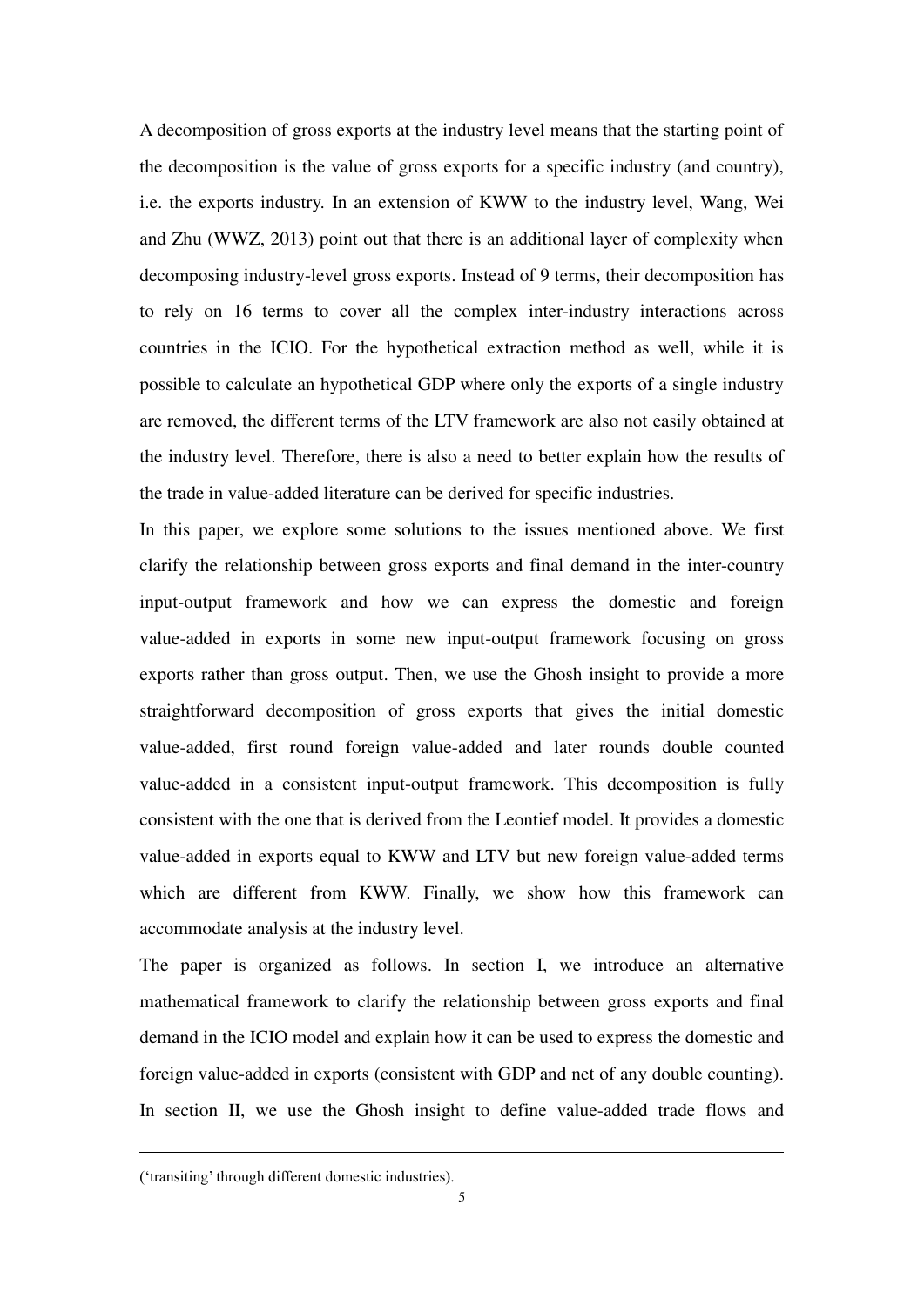A decomposition of gross exports at the industry level means that the starting point of the decomposition is the value of gross exports for a specific industry (and country), i.e. the exports industry. In an extension of KWW to the industry level, Wang, Wei and Zhu (WWZ, 2013) point out that there is an additional layer of complexity when decomposing industry-level gross exports. Instead of 9 terms, their decomposition has to rely on 16 terms to cover all the complex inter-industry interactions across countries in the ICIO. For the hypothetical extraction method as well, while it is possible to calculate an hypothetical GDP where only the exports of a single industry are removed, the different terms of the LTV framework are also not easily obtained at the industry level. Therefore, there is also a need to better explain how the results of the trade in value-added literature can be derived for specific industries.

In this paper, we explore some solutions to the issues mentioned above. We first clarify the relationship between gross exports and final demand in the inter-country input-output framework and how we can express the domestic and foreign value-added in exports in some new input-output framework focusing on gross exports rather than gross output. Then, we use the Ghosh insight to provide a more straightforward decomposition of gross exports that gives the initial domestic value-added, first round foreign value-added and later rounds double counted value-added in a consistent input-output framework. This decomposition is fully consistent with the one that is derived from the Leontief model. It provides a domestic value-added in exports equal to KWW and LTV but new foreign value-added terms which are different from KWW. Finally, we show how this framework can accommodate analysis at the industry level.

The paper is organized as follows. In section I, we introduce an alternative mathematical framework to clarify the relationship between gross exports and final demand in the ICIO model and explain how it can be used to express the domestic and foreign value-added in exports (consistent with GDP and net of any double counting). In section II, we use the Ghosh insight to define value-added trade flows and

('transiting' through different domestic industries).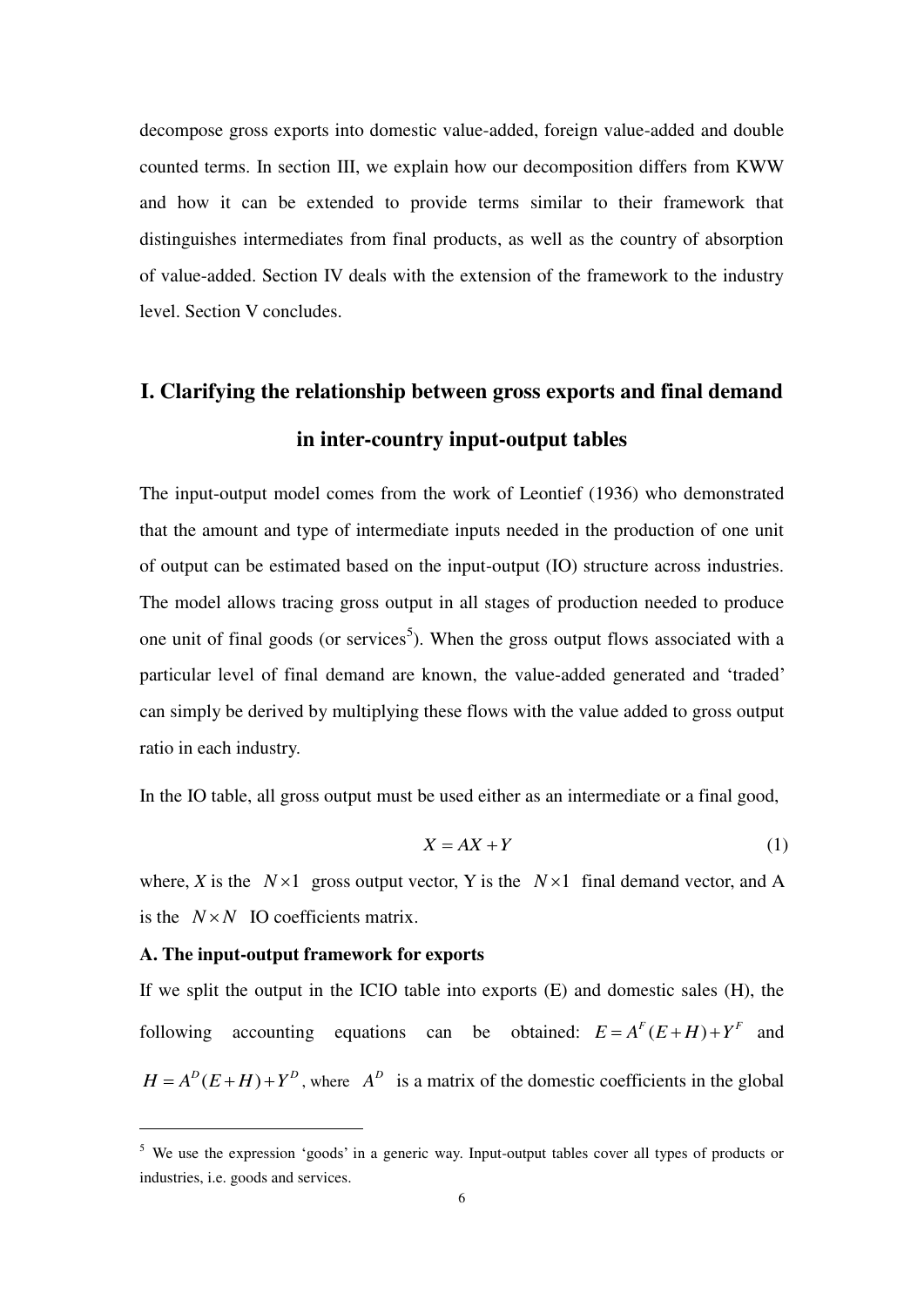decompose gross exports into domestic value-added, foreign value-added and double counted terms. In section III, we explain how our decomposition differs from KWW and how it can be extended to provide terms similar to their framework that distinguishes intermediates from final products, as well as the country of absorption of value-added. Section IV deals with the extension of the framework to the industry level. Section V concludes.

## I. Clarifying the relationship between gross exports and final demand in inter-country input-output tables

The input-output model comes from the work of Leontief (1936) who demonstrated that the amount and type of intermediate inputs needed in the production of one unit of output can be estimated based on the input-output (IO) structure across industries. The model allows tracing gross output in all stages of production needed to produce one unit of final goods (or services[5]). When the gross output flows associated with a particular level of final demand are known, the value-added generated and 'traded' can simply be derived by multiplying these flows with the value added to gross output ratio in each industry.

In the IO table, all gross output must be used either as an intermediate or a final good,

$$X = AX + Y \tag{1}$$

where, $X$ is the $N \times 1$ gross output vector, Y is the $N \times 1$ final demand vector, and A is the $N \times N$ IO coefficients matrix.

**A. The input-output framework for exports**

If we split the output in the ICIO table into exports (E) and domestic sales (H), the following accounting equations can be obtained: $E = A^F(E+H) + Y^F$ and $H = A^D(E+H) + Y^D$, where $A^D$ is a matrix of the domestic coefficients in the global

---

[5] We use the expression 'goods' in a generic way. Input-output tables cover all types of products or industries, i.e. goods and services.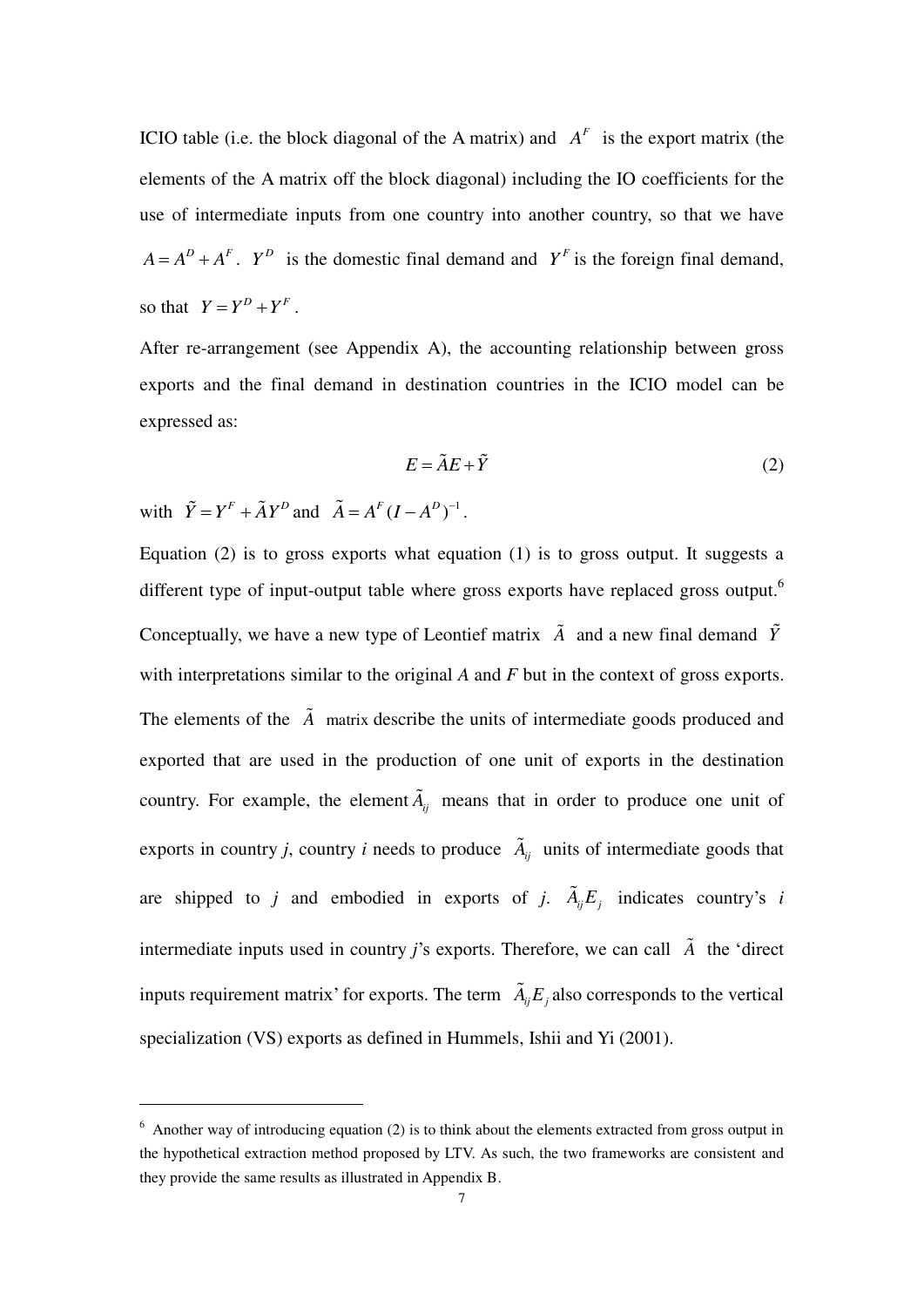ICIO table (i.e. the block diagonal of the A matrix) and $A^F$ is the export matrix (the elements of the A matrix off the block diagonal) including the IO coefficients for the use of intermediate inputs from one country into another country, so that we have $A = A^D + A^F$. $Y^D$ is the domestic final demand and $Y^F$ is the foreign final demand, so that $Y = Y^D + Y^F$.

After re-arrangement (see Appendix A), the accounting relationship between gross exports and the final demand in destination countries in the ICIO model can be expressed as:

$$E = \tilde{A}E + \tilde{Y} \tag{2}$$

with $\tilde{Y} = Y^F + \tilde{A}Y^D$ and $\tilde{A} = A^F(I - A^D)^{-1}$.

Equation (2) is to gross exports what equation (1) is to gross output. It suggests a different type of input-output table where gross exports have replaced gross output.[6] Conceptually, we have a new type of Leontief matrix $\tilde{A}$ and a new final demand $\tilde{Y}$ with interpretations similar to the original *A* and *F* but in the context of gross exports. The elements of the $\tilde{A}$ matrix describe the units of intermediate goods produced and exported that are used in the production of one unit of exports in the destination country. For example, the element $\tilde{A}_{ij}$ means that in order to produce one unit of exports in country *j*, country *i* needs to produce $\tilde{A}_{ij}$ units of intermediate goods that are shipped to *j* and embodied in exports of *j*. $\tilde{A}_{ij}E_j$ indicates country's *i* intermediate inputs used in country *j*'s exports. Therefore, we can call $\tilde{A}$ the 'direct inputs requirement matrix' for exports. The term $\tilde{A}_{ij}E_j$ also corresponds to the vertical specialization (VS) exports as defined in Hummels, Ishii and Yi (2001).

---

[6] Another way of introducing equation (2) is to think about the elements extracted from gross output in the hypothetical extraction method proposed by LTV. As such, the two frameworks are consistent and they provide the same results as illustrated in Appendix B.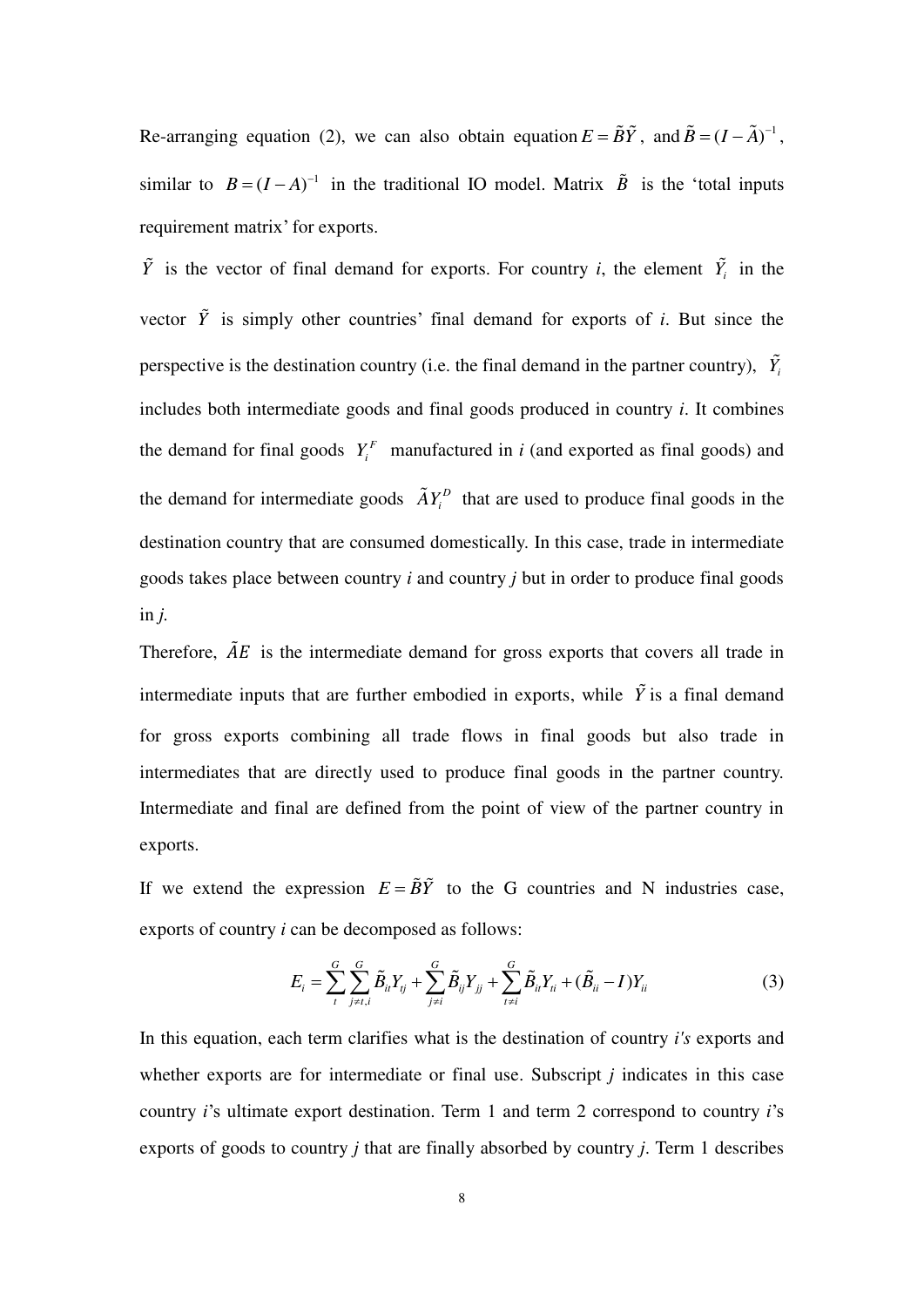Re-arranging equation (2), we can also obtain equation $E = \tilde{B}\tilde{Y}$, and $\tilde{B} = (I - \tilde{A})^{-1}$, similar to $B = (I - A)^{-1}$ in the traditional IO model. Matrix $\tilde{B}$ is the 'total inputs requirement matrix' for exports.

$\tilde{Y}$ is the vector of final demand for exports. For country *i*, the element $\tilde{Y}_i$ in the vector $\tilde{Y}$ is simply other countries' final demand for exports of *i*. But since the perspective is the destination country (i.e. the final demand in the partner country), $\tilde{Y}_i$ includes both intermediate goods and final goods produced in country *i*. It combines the demand for final goods $Y_i^F$ manufactured in *i* (and exported as final goods) and the demand for intermediate goods $\tilde{A}Y_i^D$ that are used to produce final goods in the destination country that are consumed domestically. In this case, trade in intermediate goods takes place between country *i* and country *j* but in order to produce final goods in *j*.

Therefore, $\tilde{A}E$ is the intermediate demand for gross exports that covers all trade in intermediate inputs that are further embodied in exports, while $\tilde{Y}$ is a final demand for gross exports combining all trade flows in final goods but also trade in intermediates that are directly used to produce final goods in the partner country. Intermediate and final are defined from the point of view of the partner country in exports.

If we extend the expression $E = \tilde{B}\tilde{Y}$ to the G countries and N industries case, exports of country *i* can be decomposed as follows:

$$E_i = \sum_{t}^{G} \sum_{j \neq t,i}^{G} \tilde{B}_{it} Y_{tj} + \sum_{j \neq i}^{G} \tilde{B}_{ij} Y_{jj} + \sum_{t \neq i}^{G} \tilde{B}_{it} Y_{ti} + (\tilde{B}_{ii} - I) Y_{ii} \tag{3}$$

In this equation, each term clarifies what is the destination of country *i's* exports and whether exports are for intermediate or final use. Subscript *j* indicates in this case country *i*'s ultimate export destination. Term 1 and term 2 correspond to country *i*'s exports of goods to country *j* that are finally absorbed by country *j*. Term 1 describes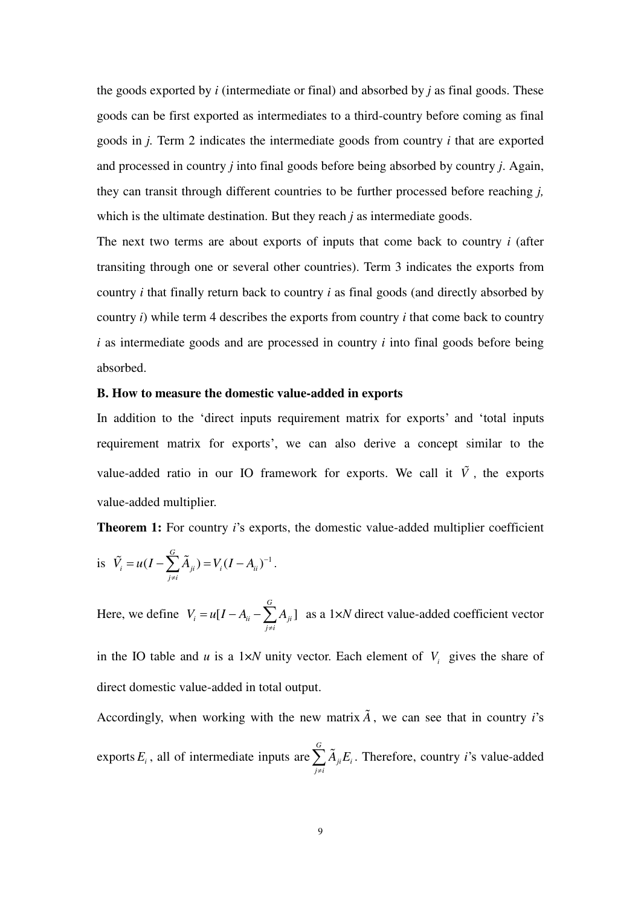the goods exported by $i$ (intermediate or final) and absorbed by $j$ as final goods. These goods can be first exported as intermediates to a third-country before coming as final goods in $j$. Term 2 indicates the intermediate goods from country $i$ that are exported and processed in country $j$ into final goods before being absorbed by country $j$. Again, they can transit through different countries to be further processed before reaching $j$, which is the ultimate destination. But they reach $j$ as intermediate goods.

The next two terms are about exports of inputs that come back to country $i$ (after transiting through one or several other countries). Term 3 indicates the exports from country $i$ that finally return back to country $i$ as final goods (and directly absorbed by country $i$) while term 4 describes the exports from country $i$ that come back to country $i$ as intermediate goods and are processed in country $i$ into final goods before being absorbed.

**B. How to measure the domestic value-added in exports**

In addition to the 'direct inputs requirement matrix for exports' and 'total inputs requirement matrix for exports', we can also derive a concept similar to the value-added ratio in our IO framework for exports. We call it $\tilde{V}$, the exports value-added multiplier.

**Theorem 1:** For country $i$'s exports, the domestic value-added multiplier coefficient is $\tilde{V}_i = u(I - \sum_{j \neq i}^{G} \tilde{A}_{ji}) = V_i (I - A_{ii})^{-1}$.

Here, we define $V_i = u[I - A_{ii} - \sum_{j \neq i}^{G} A_{ji}]$ as a 1×*N* direct value-added coefficient vector in the IO table and $u$ is a 1×*N* unity vector. Each element of $V_i$ gives the share of direct domestic value-added in total output.

Accordingly, when working with the new matrix $\tilde{A}$, we can see that in country $i$'s exports $E_i$, all of intermediate inputs are $\sum_{j \neq i}^{G} \tilde{A}_{ji} E_i$. Therefore, country $i$'s value-added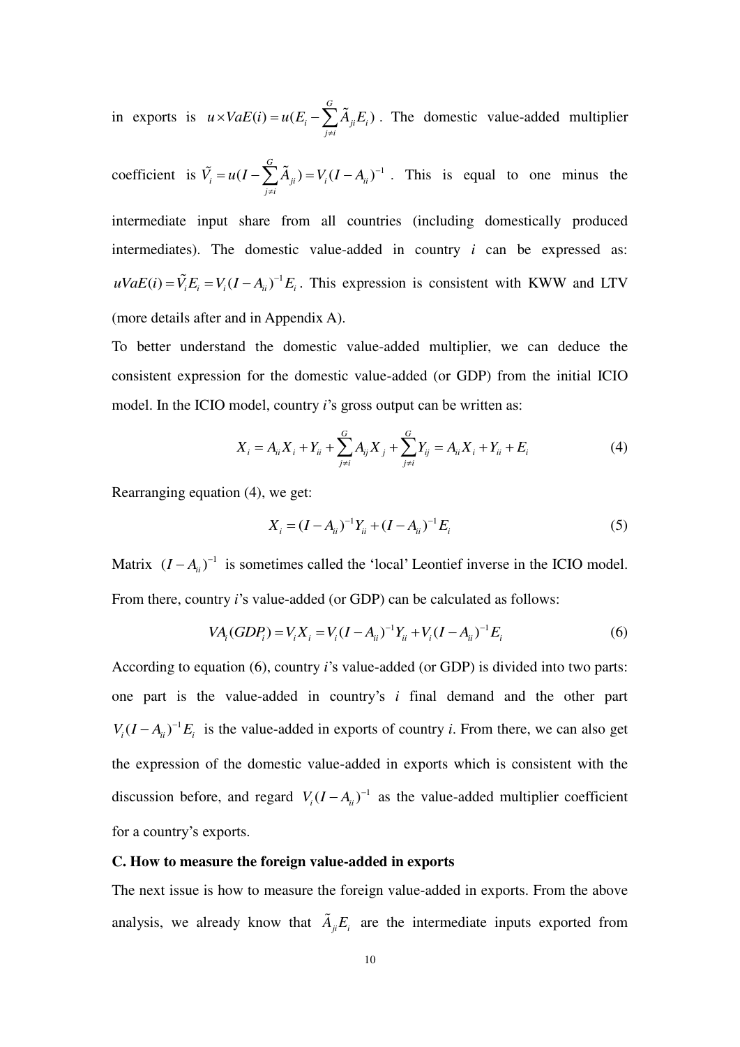in exports is $u \times VaE(i) = u(E_i - \sum_{j \neq i}^{G} \tilde{A}_{ji} E_i)$. The domestic value-added multiplier coefficient is $\tilde{V}_i = u(I - \sum_{j \neq i}^{G} \tilde{A}_{ji}) = V_i (I - A_{ii})^{-1}$. This is equal to one minus the intermediate input share from all countries (including domestically produced intermediates). The domestic value-added in country *i* can be expressed as: $uVaE(i) = \tilde{V}_i E_i = V_i (I - A_{ii})^{-1} E_i$. This expression is consistent with KWW and LTV (more details after and in Appendix A).

To better understand the domestic value-added multiplier, we can deduce the consistent expression for the domestic value-added (or GDP) from the initial ICIO model. In the ICIO model, country *i*'s gross output can be written as:

$$X_i = A_{ii} X_i + Y_{ii} + \sum_{j \neq i}^{G} A_{ij} X_j + \sum_{j \neq i}^{G} Y_{ij} = A_{ii} X_i + Y_{ii} + E_i \tag{4}$$

Rearranging equation (4), we get:

$$X_i = (I - A_{ii})^{-1} Y_{ii} + (I - A_{ii})^{-1} E_i \tag{5}$$

Matrix $(I - A_{ii})^{-1}$ is sometimes called the 'local' Leontief inverse in the ICIO model. From there, country *i*'s value-added (or GDP) can be calculated as follows:

$$VA_i(GDP_i) = V_i X_i = V_i (I - A_{ii})^{-1} Y_{ii} + V_i (I - A_{ii})^{-1} E_i \tag{6}$$

According to equation (6), country *i*'s value-added (or GDP) is divided into two parts: one part is the value-added in country's *i* final demand and the other part $V_i (I - A_{ii})^{-1} E_i$ is the value-added in exports of country *i*. From there, we can also get the expression of the domestic value-added in exports which is consistent with the discussion before, and regard $V_i (I - A_{ii})^{-1}$ as the value-added multiplier coefficient for a country's exports.

**C. How to measure the foreign value-added in exports**

The next issue is how to measure the foreign value-added in exports. From the above analysis, we already know that $\tilde{A}_{ji} E_i$ are the intermediate inputs exported from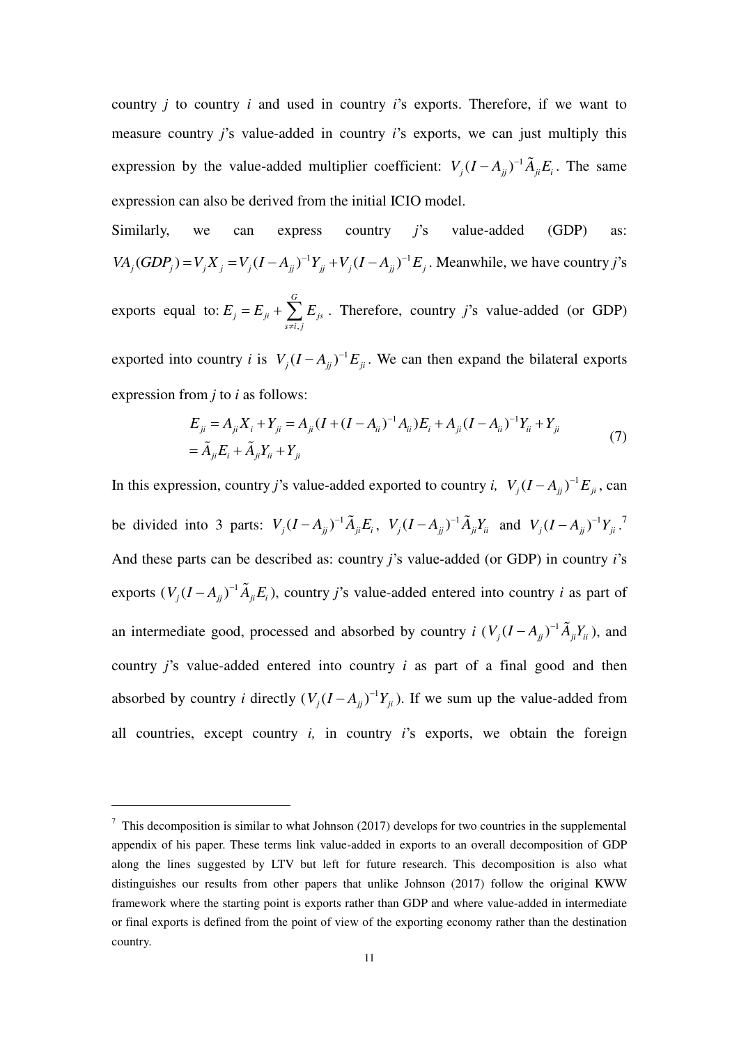country $j$ to country $i$ and used in country $i$'s exports. Therefore, if we want to measure country $j$'s value-added in country $i$'s exports, we can just multiply this expression by the value-added multiplier coefficient: $V_j(I-A_{jj})^{-1}\tilde{A}_{ji}E_i$. The same expression can also be derived from the initial ICIO model.

Similarly, we can express country $j$'s value-added (GDP) as: $VA_j(GDP_j) = V_jX_j = V_j(I-A_{jj})^{-1}Y_{jj} + V_j(I-A_{jj})^{-1}E_j$. Meanwhile, we have country $j$'s exports equal to: $E_j = E_{ji} + \sum_{s\neq i,j}^{G} E_{js}$. Therefore, country $j$'s value-added (or GDP) exported into country $i$ is $V_j(I-A_{jj})^{-1}E_{ji}$. We can then expand the bilateral exports expression from $j$ to $i$ as follows:

$$
\begin{aligned}
E_{ji} &= A_{ji}X_i + Y_{ji} = A_{ji}(I + (I-A_{ii})^{-1}A_{ii})E_i + A_{ji}(I-A_{ii})^{-1}Y_{ii} + Y_{ji} \\
&= \tilde{A}_{ji}E_i + \tilde{A}_{ji}Y_{ii} + Y_{ji}
\end{aligned}
\tag{7}
$$

In this expression, country $j$'s value-added exported to country $i$, $V_j(I-A_{jj})^{-1}E_{ji}$, can be divided into 3 parts: $V_j(I-A_{jj})^{-1}\tilde{A}_{ji}E_i$, $V_j(I-A_{jj})^{-1}\tilde{A}_{ji}Y_{ii}$ and $V_j(I-A_{jj})^{-1}Y_{ji}$.[7] And these parts can be described as: country $j$'s value-added (or GDP) in country $i$'s exports ($V_j(I-A_{jj})^{-1}\tilde{A}_{ji}E_i$), country $j$'s value-added entered into country $i$ as part of an intermediate good, processed and absorbed by country $i$ ($V_j(I-A_{jj})^{-1}\tilde{A}_{ji}Y_{ii}$), and country $j$'s value-added entered into country $i$ as part of a final good and then absorbed by country $i$ directly ($V_j(I-A_{jj})^{-1}Y_{ji}$). If we sum up the value-added from all countries, except country $i$, in country $i$'s exports, we obtain the foreign

---

[7] This decomposition is similar to what Johnson (2017) develops for two countries in the supplemental appendix of his paper. These terms link value-added in exports to an overall decomposition of GDP along the lines suggested by LTV but left for future research. This decomposition is also what distinguishes our results from other papers that unlike Johnson (2017) follow the original KWW framework where the starting point is exports rather than GDP and where value-added in intermediate or final exports is defined from the point of view of the exporting economy rather than the destination country.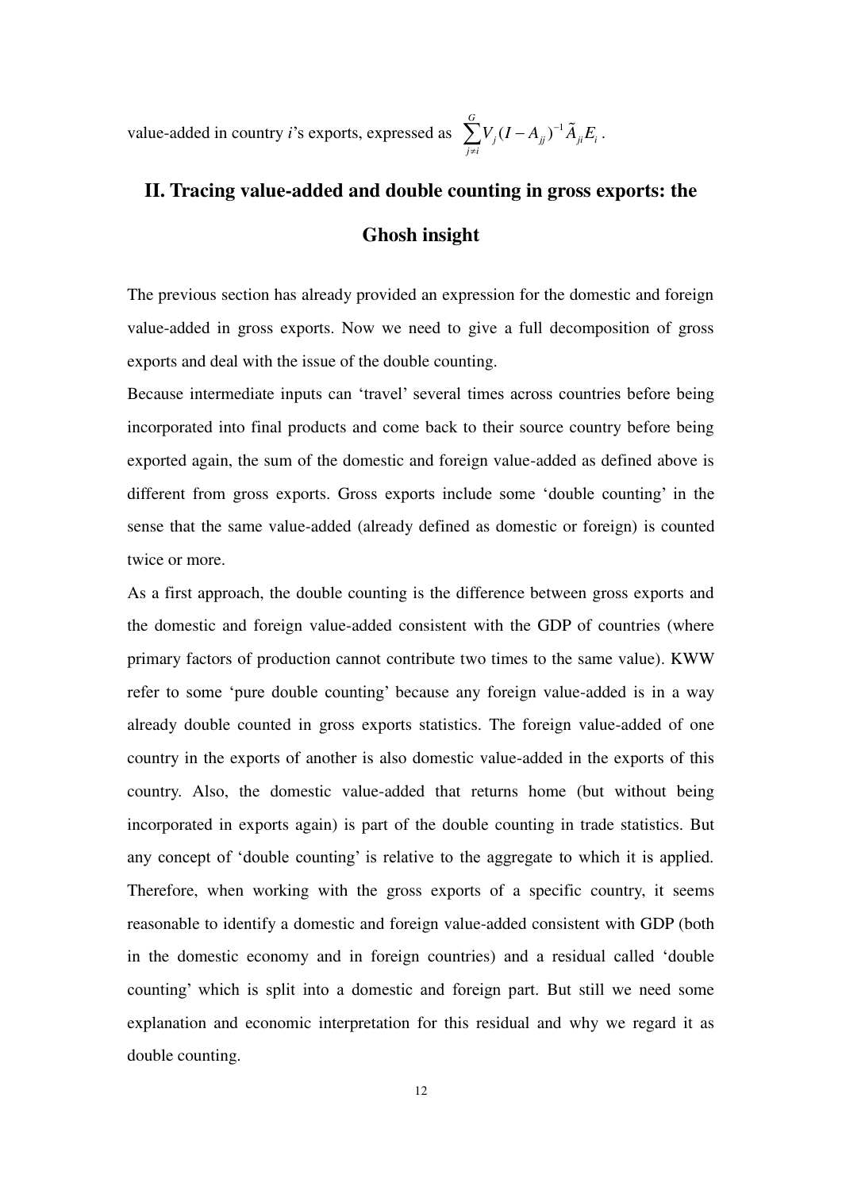value-added in country *i*'s exports, expressed as $\sum_{j \neq i}^{G} V_j (I - A_{jj})^{-1} \tilde{A}_{ji} E_i$ .

## II. Tracing value-added and double counting in gross exports: the Ghosh insight

The previous section has already provided an expression for the domestic and foreign value-added in gross exports. Now we need to give a full decomposition of gross exports and deal with the issue of the double counting.

Because intermediate inputs can 'travel' several times across countries before being incorporated into final products and come back to their source country before being exported again, the sum of the domestic and foreign value-added as defined above is different from gross exports. Gross exports include some 'double counting' in the sense that the same value-added (already defined as domestic or foreign) is counted twice or more.

As a first approach, the double counting is the difference between gross exports and the domestic and foreign value-added consistent with the GDP of countries (where primary factors of production cannot contribute two times to the same value). KWW refer to some 'pure double counting' because any foreign value-added is in a way already double counted in gross exports statistics. The foreign value-added of one country in the exports of another is also domestic value-added in the exports of this country. Also, the domestic value-added that returns home (but without being incorporated in exports again) is part of the double counting in trade statistics. But any concept of 'double counting' is relative to the aggregate to which it is applied. Therefore, when working with the gross exports of a specific country, it seems reasonable to identify a domestic and foreign value-added consistent with GDP (both in the domestic economy and in foreign countries) and a residual called 'double counting' which is split into a domestic and foreign part. But still we need some explanation and economic interpretation for this residual and why we regard it as double counting.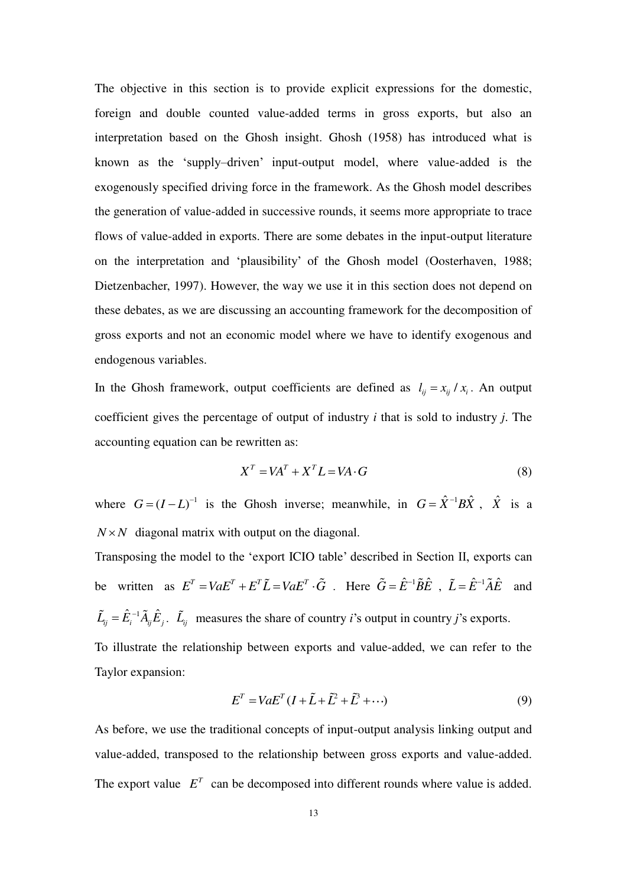The objective in this section is to provide explicit expressions for the domestic, foreign and double counted value-added terms in gross exports, but also an interpretation based on the Ghosh insight. Ghosh (1958) has introduced what is known as the 'supply–driven' input-output model, where value-added is the exogenously specified driving force in the framework. As the Ghosh model describes the generation of value-added in successive rounds, it seems more appropriate to trace flows of value-added in exports. There are some debates in the input-output literature on the interpretation and 'plausibility' of the Ghosh model (Oosterhaven, 1988; Dietzenbacher, 1997). However, the way we use it in this section does not depend on these debates, as we are discussing an accounting framework for the decomposition of gross exports and not an economic model where we have to identify exogenous and endogenous variables.

In the Ghosh framework, output coefficients are defined as $l_{ij} = x_{ij} / x_i$. An output coefficient gives the percentage of output of industry *i* that is sold to industry *j*. The accounting equation can be rewritten as:

$$X^T = VA^T + X^T L = VA \cdot G \tag{8}$$

where $G = (I - L)^{-1}$ is the Ghosh inverse; meanwhile, in $G = \hat{X}^{-1} B \hat{X}$, $\hat{X}$ is a $N \times N$ diagonal matrix with output on the diagonal.

Transposing the model to the 'export ICIO table' described in Section II, exports can be written as $E^T = VaE^T + E^T \tilde{L} = VaE^T \cdot \tilde{G}$. Here $\tilde{G} = \hat{E}^{-1} \tilde{B} \hat{E}$, $\tilde{L} = \hat{E}^{-1} \tilde{A} \hat{E}$ and $\tilde{L}_{ij} = \hat{E}_i^{-1} \tilde{A}_{ij} \hat{E}_j$. $\tilde{L}_{ij}$ measures the share of country *i*'s output in country *j*'s exports.

To illustrate the relationship between exports and value-added, we can refer to the Taylor expansion:

$$E^T = VaE^T (I + \tilde{L} + \tilde{L}^2 + \tilde{L}^3 + \cdots) \tag{9}$$

As before, we use the traditional concepts of input-output analysis linking output and value-added, transposed to the relationship between gross exports and value-added. The export value $E^T$ can be decomposed into different rounds where value is added.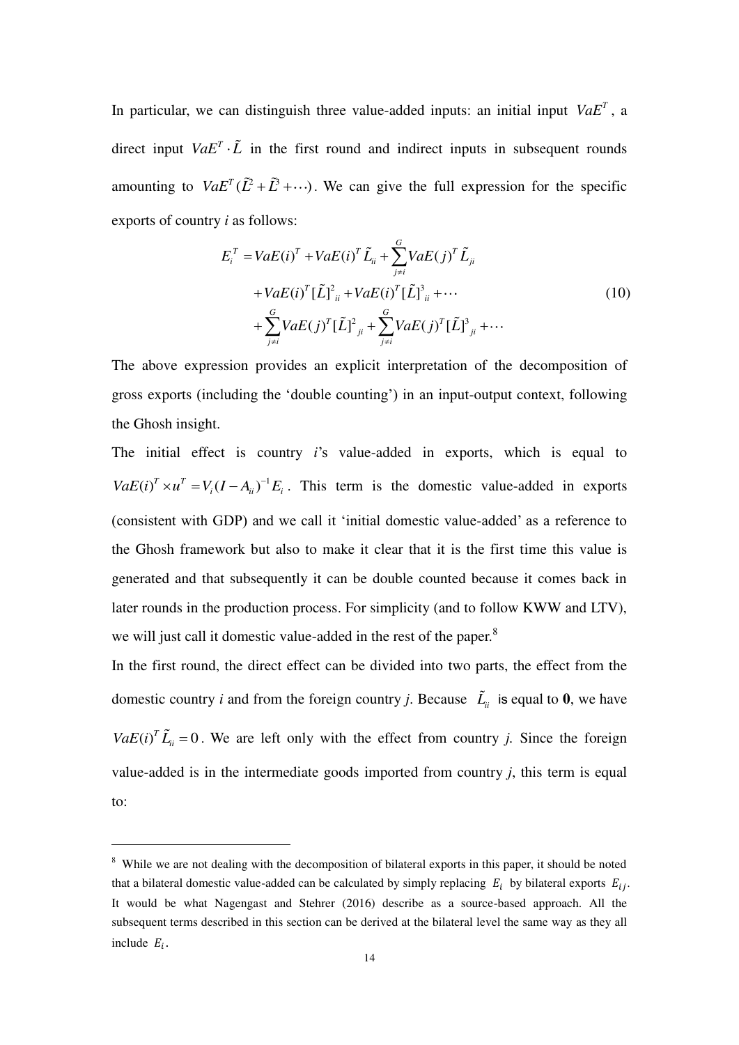In particular, we can distinguish three value-added inputs: an initial input $VaE^T$, a direct input $VaE^T \cdot \tilde{L}$ in the first round and indirect inputs in subsequent rounds amounting to $VaE^T(\tilde{L}^2 + \tilde{L}^3 + \cdots)$. We can give the full expression for the specific exports of country *i* as follows:

$$
\begin{aligned}
E_i^T = & VaE(i)^T + VaE(i)^T \tilde{L}_{ii} + \sum_{j \neq i}^{G} VaE(j)^T \tilde{L}_{ji} \\
& + VaE(i)^T [\tilde{L}]^2_{ii} + VaE(i)^T [\tilde{L}]^3_{ii} + \cdots \\
& + \sum_{j \neq i}^{G} VaE(j)^T [\tilde{L}]^2_{ji} + \sum_{j \neq i}^{G} VaE(j)^T [\tilde{L}]^3_{ji} + \cdots
\end{aligned} \tag{10}
$$

The above expression provides an explicit interpretation of the decomposition of gross exports (including the 'double counting') in an input-output context, following the Ghosh insight.

The initial effect is country *i*'s value-added in exports, which is equal to $VaE(i)^T \times u^T = V_i (I - A_{ii})^{-1} E_i$. This term is the domestic value-added in exports (consistent with GDP) and we call it 'initial domestic value-added' as a reference to the Ghosh framework but also to make it clear that it is the first time this value is generated and that subsequently it can be double counted because it comes back in later rounds in the production process. For simplicity (and to follow KWW and LTV), we will just call it domestic value-added in the rest of the paper.[8]

In the first round, the direct effect can be divided into two parts, the effect from the domestic country *i* and from the foreign country *j*. Because $\tilde{L}_{ii}$ is equal to **0**, we have $VaE(i)^T \tilde{L}_{ii} = 0$. We are left only with the effect from country *j*. Since the foreign value-added is in the intermediate goods imported from country *j*, this term is equal to:

[8] While we are not dealing with the decomposition of bilateral exports in this paper, it should be noted that a bilateral domestic value-added can be calculated by simply replacing $E_i$ by bilateral exports $E_{ij}$. It would be what Nagengast and Stehrer (2016) describe as a source-based approach. All the subsequent terms described in this section can be derived at the bilateral level the same way as they all include $E_i$.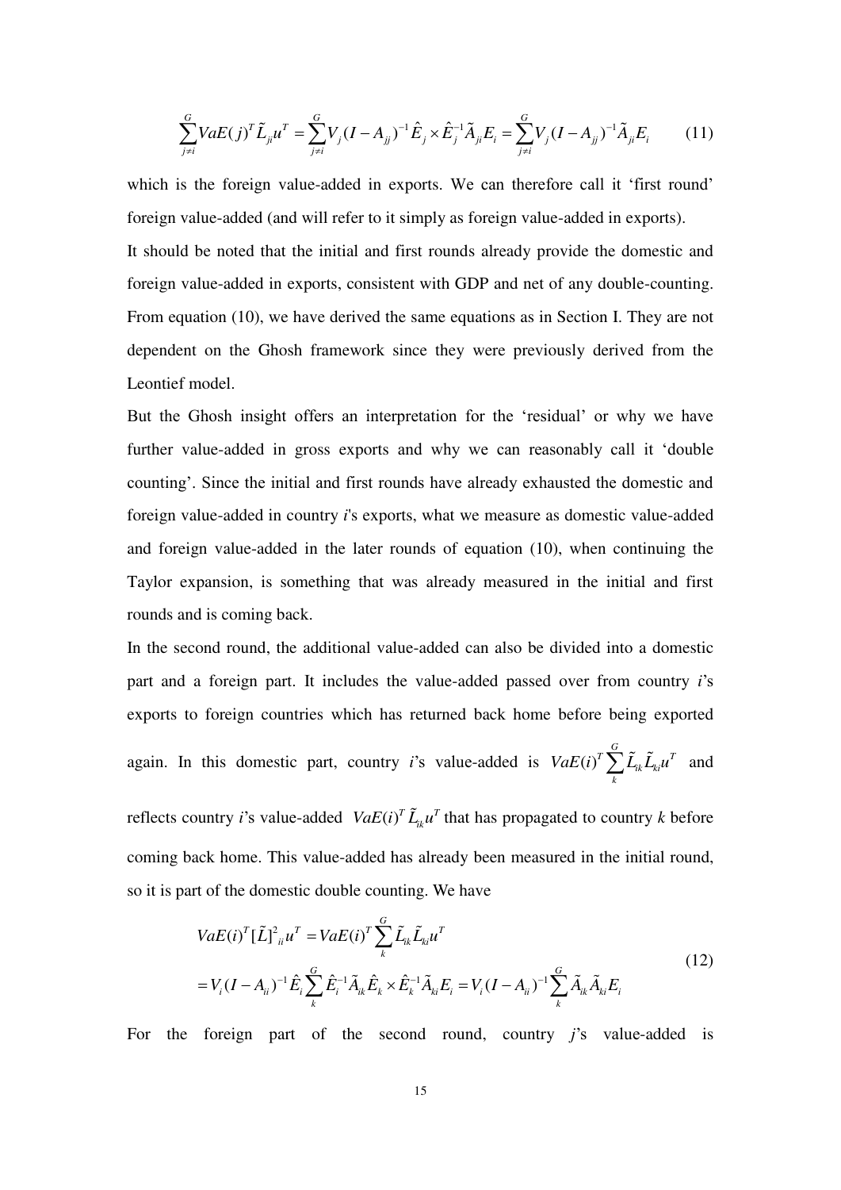$$\sum_{j \neq i}^{G} VaE(j)^T \tilde{L}_{ji} u^T = \sum_{j \neq i}^{G} V_j (I - A_{jj})^{-1} \hat{E}_j \times \hat{E}_j^{-1} \tilde{A}_{ji} E_i = \sum_{j \neq i}^{G} V_j (I - A_{jj})^{-1} \tilde{A}_{ji} E_i \qquad (11)$$

which is the foreign value-added in exports. We can therefore call it 'first round' foreign value-added (and will refer to it simply as foreign value-added in exports).

It should be noted that the initial and first rounds already provide the domestic and foreign value-added in exports, consistent with GDP and net of any double-counting. From equation (10), we have derived the same equations as in Section I. They are not dependent on the Ghosh framework since they were previously derived from the Leontief model.

But the Ghosh insight offers an interpretation for the 'residual' or why we have further value-added in gross exports and why we can reasonably call it 'double counting'. Since the initial and first rounds have already exhausted the domestic and foreign value-added in country *i*'s exports, what we measure as domestic value-added and foreign value-added in the later rounds of equation (10), when continuing the Taylor expansion, is something that was already measured in the initial and first rounds and is coming back.

In the second round, the additional value-added can also be divided into a domestic part and a foreign part. It includes the value-added passed over from country *i*'s exports to foreign countries which has returned back home before being exported again. In this domestic part, country *i*'s value-added is $VaE(i)^T \sum_{k}^{G} \tilde{L}_{ik} \tilde{L}_{ki} u^T$ and reflects country *i*'s value-added $VaE(i)^T \tilde{L}_{ik} u^T$ that has propagated to country *k* before coming back home. This value-added has already been measured in the initial round, so it is part of the domestic double counting. We have

$$\begin{aligned} VaE(i)^T [\tilde{L}]^2{}_{ii} u^T &= VaE(i)^T \sum_{k}^{G} \tilde{L}_{ik} \tilde{L}_{ki} u^T \\ &= V_i (I - A_{ii})^{-1} \hat{E}_i \sum_{k}^{G} \hat{E}_i^{-1} \tilde{A}_{ik} \hat{E}_k \times \hat{E}_k^{-1} \tilde{A}_{ki} E_i = V_i (I - A_{ii})^{-1} \sum_{k}^{G} \tilde{A}_{ik} \tilde{A}_{ki} E_i \end{aligned} \qquad (12)$$

For the foreign part of the second round, country *j*'s value-added is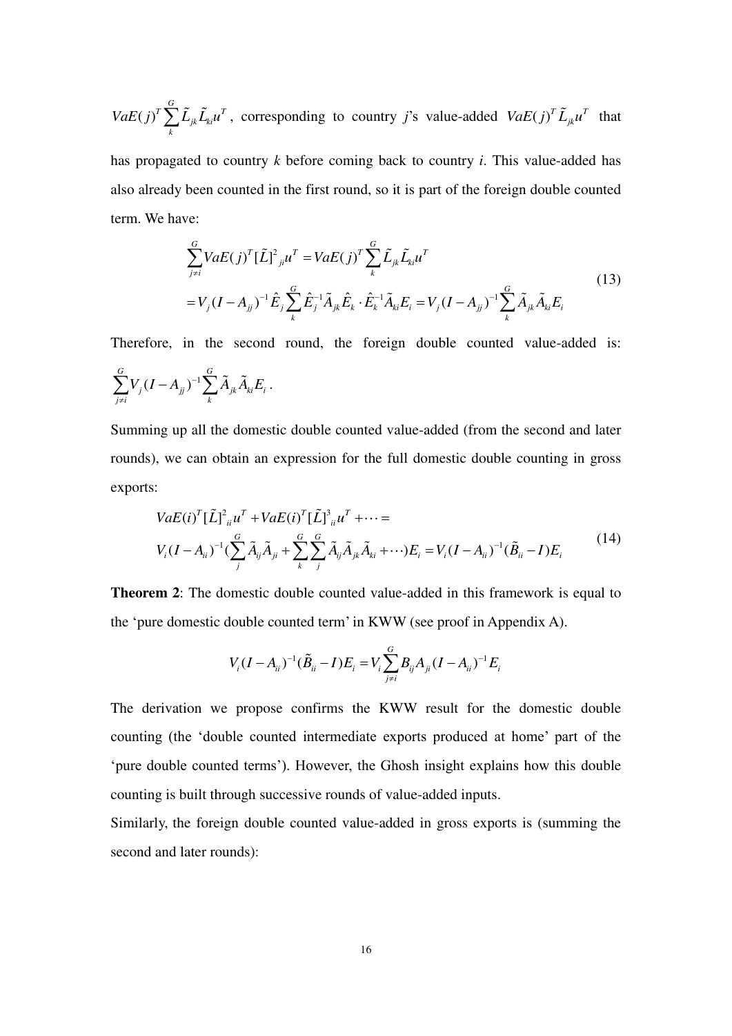$VaE(j)^T \sum_{k}^{G} \tilde{L}_{jk} \tilde{L}_{ki} u^T$, corresponding to country *j*'s value-added $VaE(j)^T \tilde{L}_{jk} u^T$ that has propagated to country *k* before coming back to country *i*. This value-added has also already been counted in the first round, so it is part of the foreign double counted term. We have:

$$
\begin{aligned}
&\sum_{j \neq i}^{G} VaE(j)^T [\tilde{L}]^2{}_{ji} u^T = VaE(j)^T \sum_{k}^{G} \tilde{L}_{jk} \tilde{L}_{ki} u^T \\
&= V_j (I - A_{jj})^{-1} \hat{E}_j \sum_{k}^{G} \hat{E}_j^{-1} \tilde{A}_{jk} \hat{E}_k \cdot \hat{E}_k^{-1} \tilde{A}_{ki} E_i = V_j (I - A_{jj})^{-1} \sum_{k}^{G} \tilde{A}_{jk} \tilde{A}_{ki} E_i
\end{aligned} \tag{13}
$$

Therefore, in the second round, the foreign double counted value-added is: $\sum_{j \neq i}^{G} V_j (I - A_{jj})^{-1} \sum_{k}^{G} \tilde{A}_{jk} \tilde{A}_{ki} E_i$.

Summing up all the domestic double counted value-added (from the second and later rounds), we can obtain an expression for the full domestic double counting in gross exports:

$$
\begin{aligned}
&VaE(i)^T [\tilde{L}]^2{}_{ii} u^T + VaE(i)^T [\tilde{L}]^3{}_{ii} u^T + \cdots = \\
&V_i (I - A_{ii})^{-1} \Big(\sum_{j}^{G} \tilde{A}_{ij} \tilde{A}_{ji} + \sum_{k}^{G} \sum_{j}^{G} \tilde{A}_{ij} \tilde{A}_{jk} \tilde{A}_{ki} + \cdots \Big) E_i = V_i (I - A_{ii})^{-1} (\tilde{B}_{ii} - I) E_i
\end{aligned} \tag{14}
$$

**Theorem 2**: The domestic double counted value-added in this framework is equal to the 'pure domestic double counted term' in KWW (see proof in Appendix A).

$$
V_i (I - A_{ii})^{-1} (\tilde{B}_{ii} - I) E_i = V_i \sum_{j \neq i}^{G} B_{ij} A_{ji} (I - A_{ii})^{-1} E_i
$$

The derivation we propose confirms the KWW result for the domestic double counting (the 'double counted intermediate exports produced at home' part of the 'pure double counted terms'). However, the Ghosh insight explains how this double counting is built through successive rounds of value-added inputs.

Similarly, the foreign double counted value-added in gross exports is (summing the second and later rounds):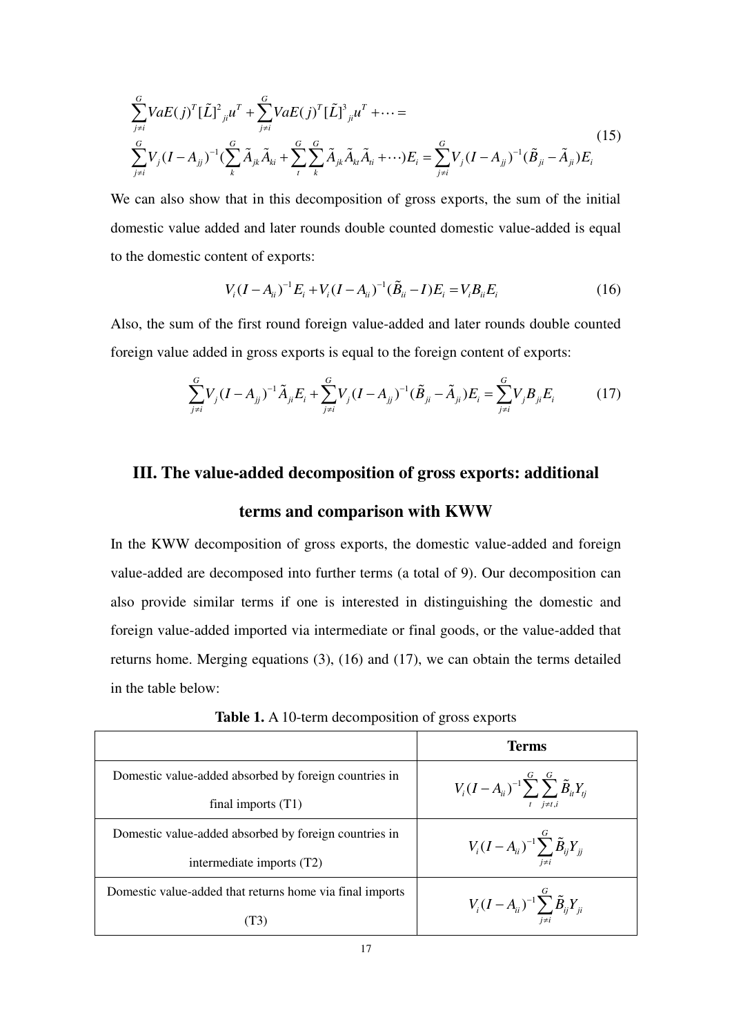$$\sum_{j \neq i}^{G} VaE(j)^T [\tilde{L}]^2{}_{ji} u^T + \sum_{j \neq i}^{G} VaE(j)^T [\tilde{L}]^3{}_{ji} u^T + \cdots =$$
$$\sum_{j \neq i}^{G} V_j (I - A_{jj})^{-1} (\sum_{k}^{G} \tilde{A}_{jk} \tilde{A}_{ki} + \sum_{t}^{G} \sum_{k}^{G} \tilde{A}_{jk} \tilde{A}_{kt} \tilde{A}_{ti} + \cdots) E_i = \sum_{j \neq i}^{G} V_j (I - A_{jj})^{-1} (\tilde{B}_{ji} - \tilde{A}_{ji}) E_i \tag{15}$$

We can also show that in this decomposition of gross exports, the sum of the initial domestic value added and later rounds double counted domestic value-added is equal to the domestic content of exports:

$$V_i (I - A_{ii})^{-1} E_i + V_i (I - A_{ii})^{-1} (\tilde{B}_{ii} - I) E_i = V_i B_{ii} E_i \tag{16}$$

Also, the sum of the first round foreign value-added and later rounds double counted foreign value added in gross exports is equal to the foreign content of exports:

$$\sum_{j \neq i}^{G} V_j (I - A_{jj})^{-1} \tilde{A}_{ji} E_i + \sum_{j \neq i}^{G} V_j (I - A_{jj})^{-1} (\tilde{B}_{ji} - \tilde{A}_{ji}) E_i = \sum_{j \neq i}^{G} V_j B_{ji} E_i \tag{17}$$

## III. The value-added decomposition of gross exports: additional terms and comparison with KWW

In the KWW decomposition of gross exports, the domestic value-added and foreign value-added are decomposed into further terms (a total of 9). Our decomposition can also provide similar terms if one is interested in distinguishing the domestic and foreign value-added imported via intermediate or final goods, or the value-added that returns home. Merging equations (3), (16) and (17), we can obtain the terms detailed in the table below:

**Table 1.** A 10-term decomposition of gross exports

| | **Terms** |
|---|---|
| Domestic value-added absorbed by foreign countries in final imports (T1) | $V_i (I - A_{ii})^{-1} \sum_{t}^{G} \sum_{j \neq t,i}^{G} \tilde{B}_{it} Y_{tj}$ |
| Domestic value-added absorbed by foreign countries in intermediate imports (T2) | $V_i (I - A_{ii})^{-1} \sum_{j \neq i}^{G} \tilde{B}_{ij} Y_{jj}$ |
| Domestic value-added that returns home via final imports (T3) | $V_i (I - A_{ii})^{-1} \sum_{j \neq i}^{G} \tilde{B}_{ij} Y_{ji}$ |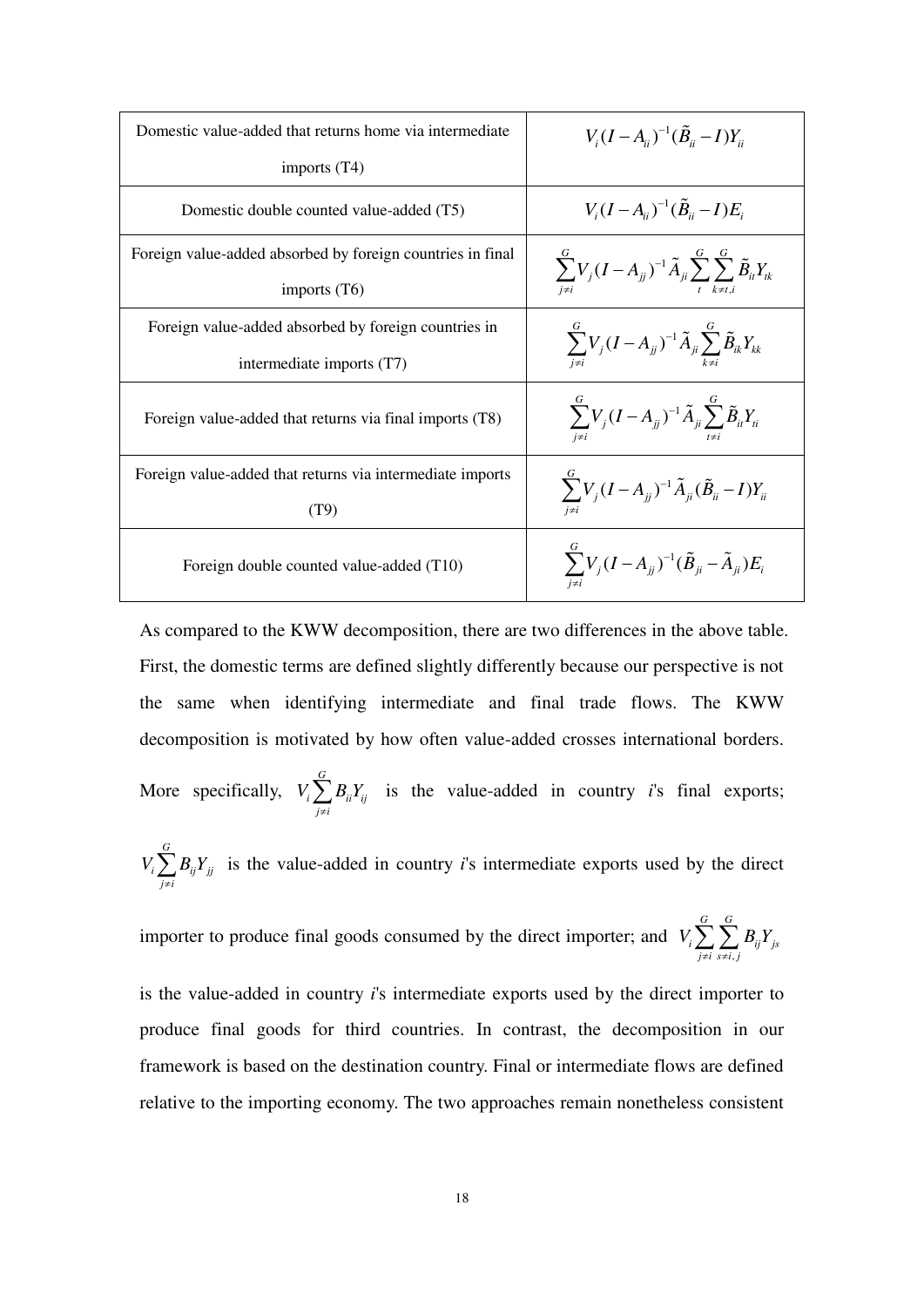| | |
|---|---|
| Domestic value-added that returns home via intermediate imports (T4) | $V_i(I-A_{ii})^{-1}(\tilde{B}_{ii}-I)Y_{ii}$ |
| Domestic double counted value-added (T5) | $V_i(I-A_{ii})^{-1}(\tilde{B}_{ii}-I)E_i$ |
| Foreign value-added absorbed by foreign countries in final imports (T6) | $\sum_{j\neq i}^{G} V_j(I-A_{jj})^{-1}\tilde{A}_{ji}\sum_{t}^{G}\sum_{k\neq t,i}^{G}\tilde{B}_{it}Y_{tk}$ |
| Foreign value-added absorbed by foreign countries in intermediate imports (T7) | $\sum_{j\neq i}^{G} V_j(I-A_{jj})^{-1}\tilde{A}_{ji}\sum_{k\neq i}^{G}\tilde{B}_{ik}Y_{kk}$ |
| Foreign value-added that returns via final imports (T8) | $\sum_{j\neq i}^{G} V_j(I-A_{jj})^{-1}\tilde{A}_{ji}\sum_{t\neq i}^{G}\tilde{B}_{it}Y_{ti}$ |
| Foreign value-added that returns via intermediate imports (T9) | $\sum_{j\neq i}^{G} V_j(I-A_{jj})^{-1}\tilde{A}_{ji}(\tilde{B}_{ii}-I)Y_{ii}$ |
| Foreign double counted value-added (T10) | $\sum_{j\neq i}^{G} V_j(I-A_{jj})^{-1}(\tilde{B}_{ji}-\tilde{A}_{ji})E_i$ |

As compared to the KWW decomposition, there are two differences in the above table. First, the domestic terms are defined slightly differently because our perspective is not the same when identifying intermediate and final trade flows. The KWW decomposition is motivated by how often value-added crosses international borders. More specifically, $V_i\sum_{j\neq i}^{G} B_{ii}Y_{ij}$ is the value-added in country *i*'s final exports; $V_i\sum_{j\neq i}^{G} B_{ij}Y_{jj}$ is the value-added in country *i*'s intermediate exports used by the direct importer to produce final goods consumed by the direct importer; and $V_i\sum_{j\neq i}^{G}\sum_{s\neq i,j}^{G} B_{ij}Y_{js}$ is the value-added in country *i*'s intermediate exports used by the direct importer to produce final goods for third countries. In contrast, the decomposition in our framework is based on the destination country. Final or intermediate flows are defined relative to the importing economy. The two approaches remain nonetheless consistent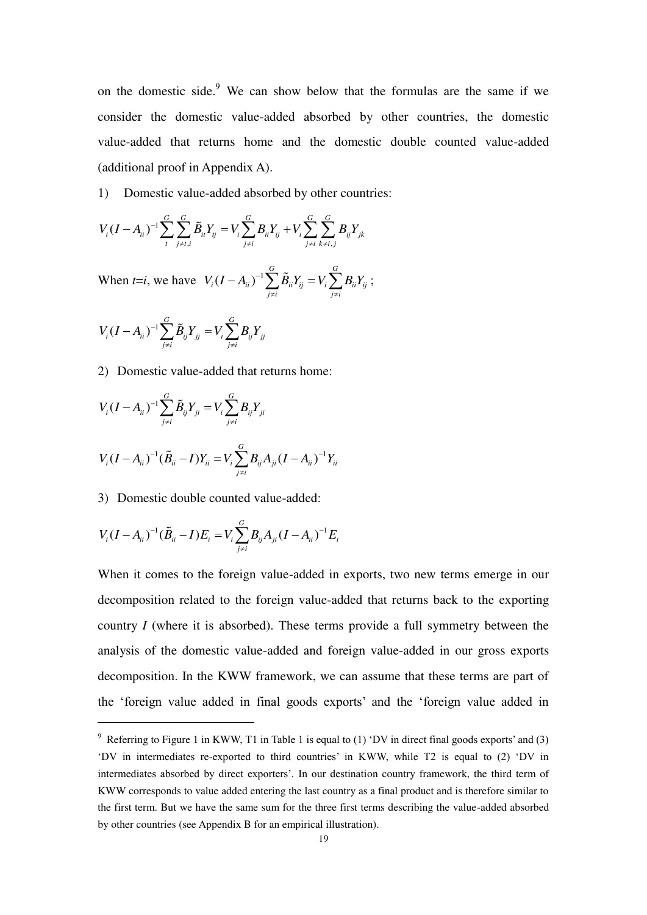on the domestic side.[9] We can show below that the formulas are the same if we consider the domestic value-added absorbed by other countries, the domestic value-added that returns home and the domestic double counted value-added (additional proof in Appendix A).

1) Domestic value-added absorbed by other countries:

$$V_i(I-A_{ii})^{-1}\sum_{t}^{G}\sum_{j\neq t,i}^{G}\tilde{B}_{it}Y_{tj} = V_i\sum_{j\neq i}^{G}B_{ii}Y_{ij} + V_i\sum_{j\neq i}^{G}\sum_{k\neq i,j}^{G}B_{ij}Y_{jk}$$

When $t$=$i$, we have $V_i(I-A_{ii})^{-1}\sum_{j\neq i}^{G}\tilde{B}_{ii}Y_{ij} = V_i\sum_{j\neq i}^{G}B_{ii}Y_{ij}$ ;

$$V_i(I-A_{ii})^{-1}\sum_{j\neq i}^{G}\tilde{B}_{ij}Y_{jj} = V_i\sum_{j\neq i}^{G}B_{ij}Y_{jj}$$

2) Domestic value-added that returns home:

$$V_i(I-A_{ii})^{-1}\sum_{j\neq i}^{G}\tilde{B}_{ij}Y_{ji} = V_i\sum_{j\neq i}^{G}B_{ij}Y_{ji}$$

$$V_i(I-A_{ii})^{-1}(\tilde{B}_{ii}-I)Y_{ii} = V_i\sum_{j\neq i}^{G}B_{ij}A_{ji}(I-A_{ii})^{-1}Y_{ii}$$

3) Domestic double counted value-added:

$$V_i(I-A_{ii})^{-1}(\tilde{B}_{ii}-I)E_i = V_i\sum_{j\neq i}^{G}B_{ij}A_{ji}(I-A_{ii})^{-1}E_i$$

When it comes to the foreign value-added in exports, two new terms emerge in our decomposition related to the foreign value-added that returns back to the exporting country $I$ (where it is absorbed). These terms provide a full symmetry between the analysis of the domestic value-added and foreign value-added in our gross exports decomposition. In the KWW framework, we can assume that these terms are part of the 'foreign value added in final goods exports' and the 'foreign value added in

---

[9] Referring to Figure 1 in KWW, T1 in Table 1 is equal to (1) 'DV in direct final goods exports' and (3) 'DV in intermediates re-exported to third countries' in KWW, while T2 is equal to (2) 'DV in intermediates absorbed by direct exporters'. In our destination country framework, the third term of KWW corresponds to value added entering the last country as a final product and is therefore similar to the first term. But we have the same sum for the three first terms describing the value-added absorbed by other countries (see Appendix B for an empirical illustration).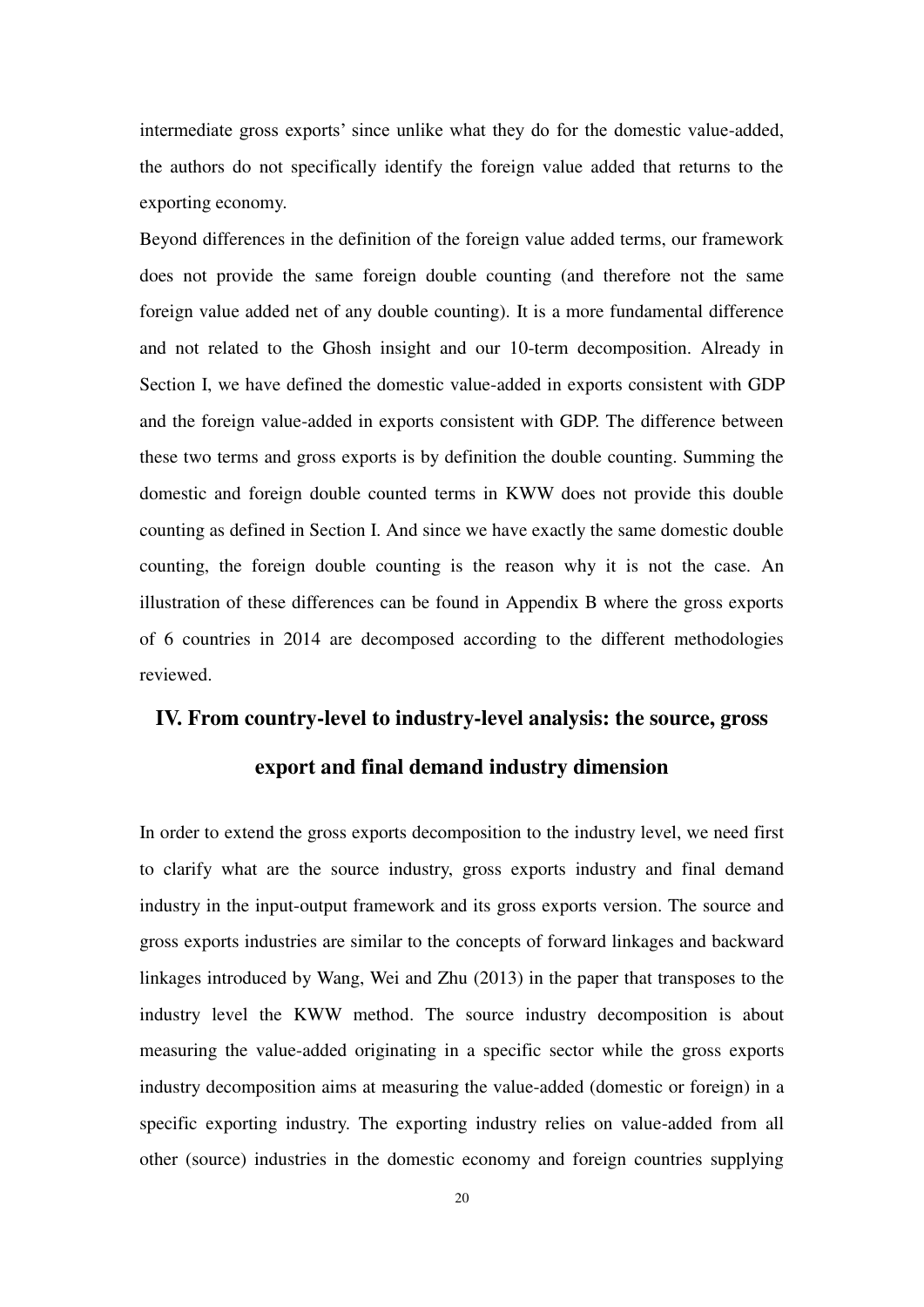intermediate gross exports' since unlike what they do for the domestic value-added, the authors do not specifically identify the foreign value added that returns to the exporting economy.

Beyond differences in the definition of the foreign value added terms, our framework does not provide the same foreign double counting (and therefore not the same foreign value added net of any double counting). It is a more fundamental difference and not related to the Ghosh insight and our 10-term decomposition. Already in Section I, we have defined the domestic value-added in exports consistent with GDP and the foreign value-added in exports consistent with GDP. The difference between these two terms and gross exports is by definition the double counting. Summing the domestic and foreign double counted terms in KWW does not provide this double counting as defined in Section I. And since we have exactly the same domestic double counting, the foreign double counting is the reason why it is not the case. An illustration of these differences can be found in Appendix B where the gross exports of 6 countries in 2014 are decomposed according to the different methodologies reviewed.

## IV. From country-level to industry-level analysis: the source, gross export and final demand industry dimension

In order to extend the gross exports decomposition to the industry level, we need first to clarify what are the source industry, gross exports industry and final demand industry in the input-output framework and its gross exports version. The source and gross exports industries are similar to the concepts of forward linkages and backward linkages introduced by Wang, Wei and Zhu (2013) in the paper that transposes to the industry level the KWW method. The source industry decomposition is about measuring the value-added originating in a specific sector while the gross exports industry decomposition aims at measuring the value-added (domestic or foreign) in a specific exporting industry. The exporting industry relies on value-added from all other (source) industries in the domestic economy and foreign countries supplying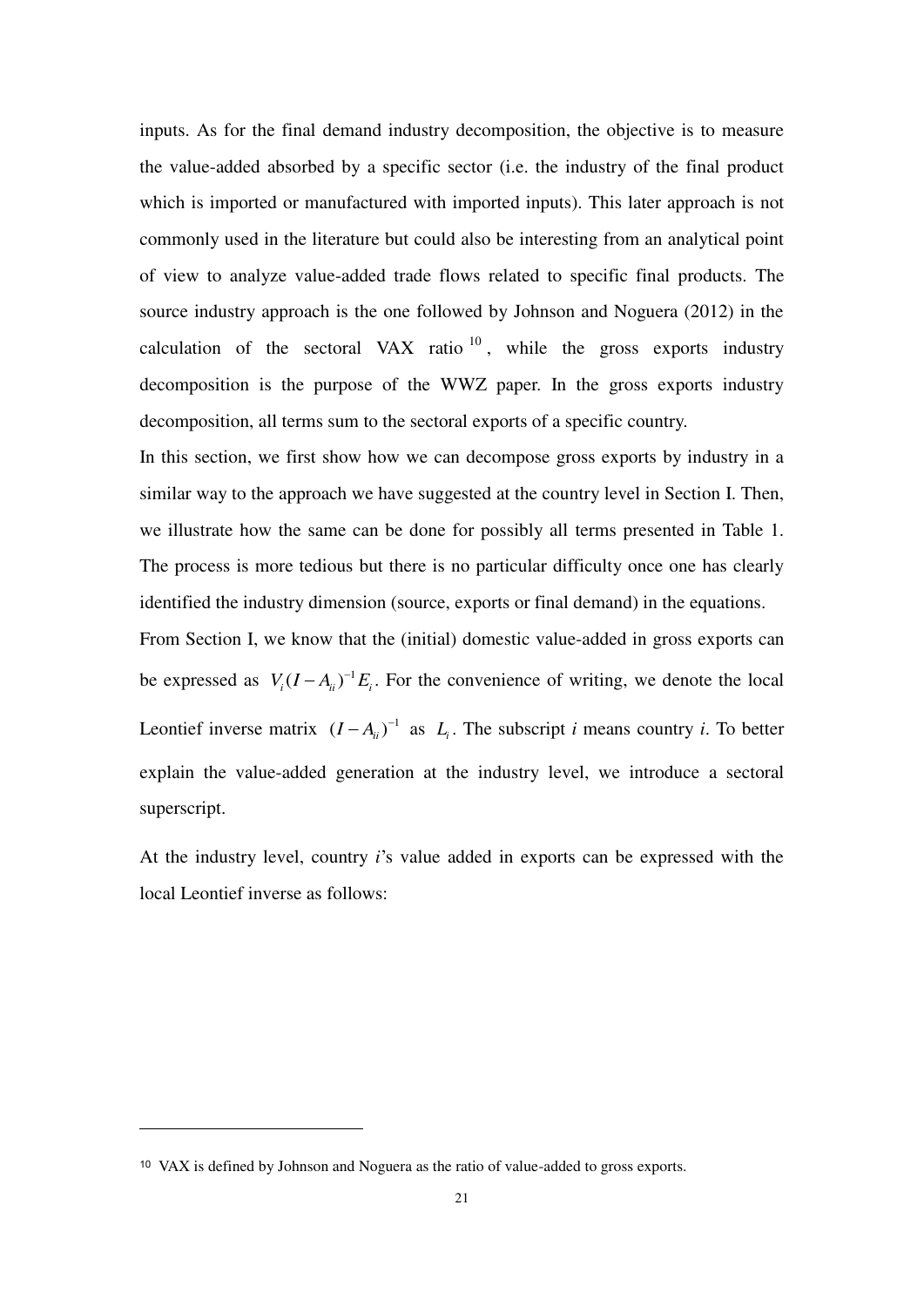inputs. As for the final demand industry decomposition, the objective is to measure the value-added absorbed by a specific sector (i.e. the industry of the final product which is imported or manufactured with imported inputs). This later approach is not commonly used in the literature but could also be interesting from an analytical point of view to analyze value-added trade flows related to specific final products. The source industry approach is the one followed by Johnson and Noguera (2012) in the calculation of the sectoral VAX ratio [10], while the gross exports industry decomposition is the purpose of the WWZ paper. In the gross exports industry decomposition, all terms sum to the sectoral exports of a specific country.

In this section, we first show how we can decompose gross exports by industry in a similar way to the approach we have suggested at the country level in Section I. Then, we illustrate how the same can be done for possibly all terms presented in Table 1. The process is more tedious but there is no particular difficulty once one has clearly identified the industry dimension (source, exports or final demand) in the equations.

From Section I, we know that the (initial) domestic value-added in gross exports can be expressed as $V_i(I-A_{ii})^{-1}E_i$. For the convenience of writing, we denote the local Leontief inverse matrix $(I-A_{ii})^{-1}$ as $L_i$. The subscript *i* means country *i*. To better explain the value-added generation at the industry level, we introduce a sectoral superscript.

At the industry level, country *i*'s value added in exports can be expressed with the local Leontief inverse as follows:

[10] VAX is defined by Johnson and Noguera as the ratio of value-added to gross exports.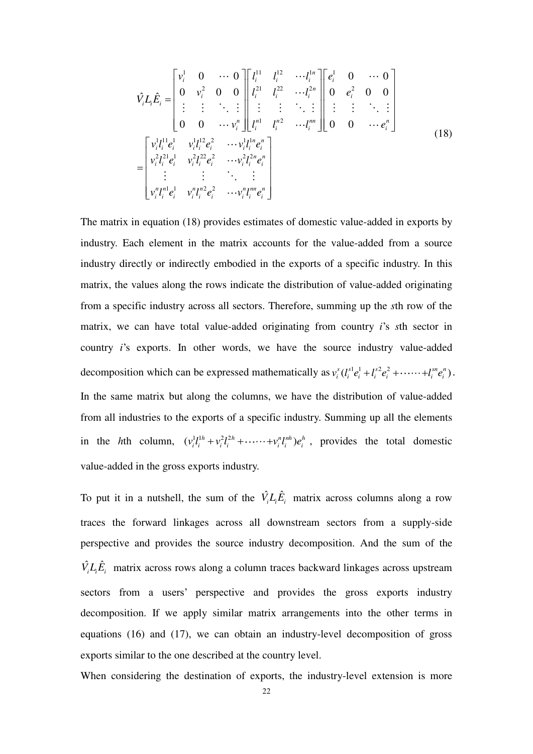$$\hat{V}_i L_i \hat{E}_i = \begin{bmatrix} v_i^1 & 0 & \cdots & 0 \\ 0 & v_i^2 & 0 & 0 \\ \vdots & \vdots & \ddots & \vdots \\ 0 & 0 & \cdots & v_i^n \end{bmatrix} \begin{bmatrix} l_i^{11} & l_i^{12} & \cdots l_i^{1n} \\ l_i^{21} & l_i^{22} & \cdots l_i^{2n} \\ \vdots & \vdots & \ddots & \vdots \\ l_i^{n1} & l_i^{n2} & \cdots l_i^{nn} \end{bmatrix} \begin{bmatrix} e_i^1 & 0 & \cdots & 0 \\ 0 & e_i^2 & 0 & 0 \\ \vdots & \vdots & \ddots & \vdots \\ 0 & 0 & \cdots & e_i^n \end{bmatrix}$$
$$= \begin{bmatrix} v_i^1 l_i^{11} e_i^1 & v_i^1 l_i^{12} e_i^2 & \cdots v_i^1 l_i^{1n} e_i^n \\ v_i^2 l_i^{21} e_i^1 & v_i^2 l_i^{22} e_i^2 & \cdots v_i^2 l_i^{2n} e_i^n \\ \vdots & \vdots & \ddots \quad \vdots \\ v_i^n l_i^{n1} e_i^1 & v_i^n l_i^{n2} e_i^2 & \cdots v_i^n l_i^{nn} e_i^n \end{bmatrix} \tag{18}$$

The matrix in equation (18) provides estimates of domestic value-added in exports by industry. Each element in the matrix accounts for the value-added from a source industry directly or indirectly embodied in the exports of a specific industry. In this matrix, the values along the rows indicate the distribution of value-added originating from a specific industry across all sectors. Therefore, summing up the *s*th row of the matrix, we can have total value-added originating from country *i*'s *s*th sector in country *i*'s exports. In other words, we have the source industry value-added decomposition which can be expressed mathematically as $v_i^s(l_i^{s1}e_i^1 + l_i^{s2}e_i^2 + \cdots\cdots + l_i^{sn}e_i^n)$. In the same matrix but along the columns, we have the distribution of value-added from all industries to the exports of a specific industry. Summing up all the elements in the *h*th column, $(v_i^1 l_i^{1h} + v_i^2 l_i^{2h} + \cdots\cdots + v_i^n l_i^{nh})e_i^h$, provides the total domestic value-added in the gross exports industry.

To put it in a nutshell, the sum of the $\hat{V}_i L_i \hat{E}_i$ matrix across columns along a row traces the forward linkages across all downstream sectors from a supply-side perspective and provides the source industry decomposition. And the sum of the $\hat{V}_i L_i \hat{E}_i$ matrix across rows along a column traces backward linkages across upstream sectors from a users' perspective and provides the gross exports industry decomposition. If we apply similar matrix arrangements into the other terms in equations (16) and (17), we can obtain an industry-level decomposition of gross exports similar to the one described at the country level.

When considering the destination of exports, the industry-level extension is more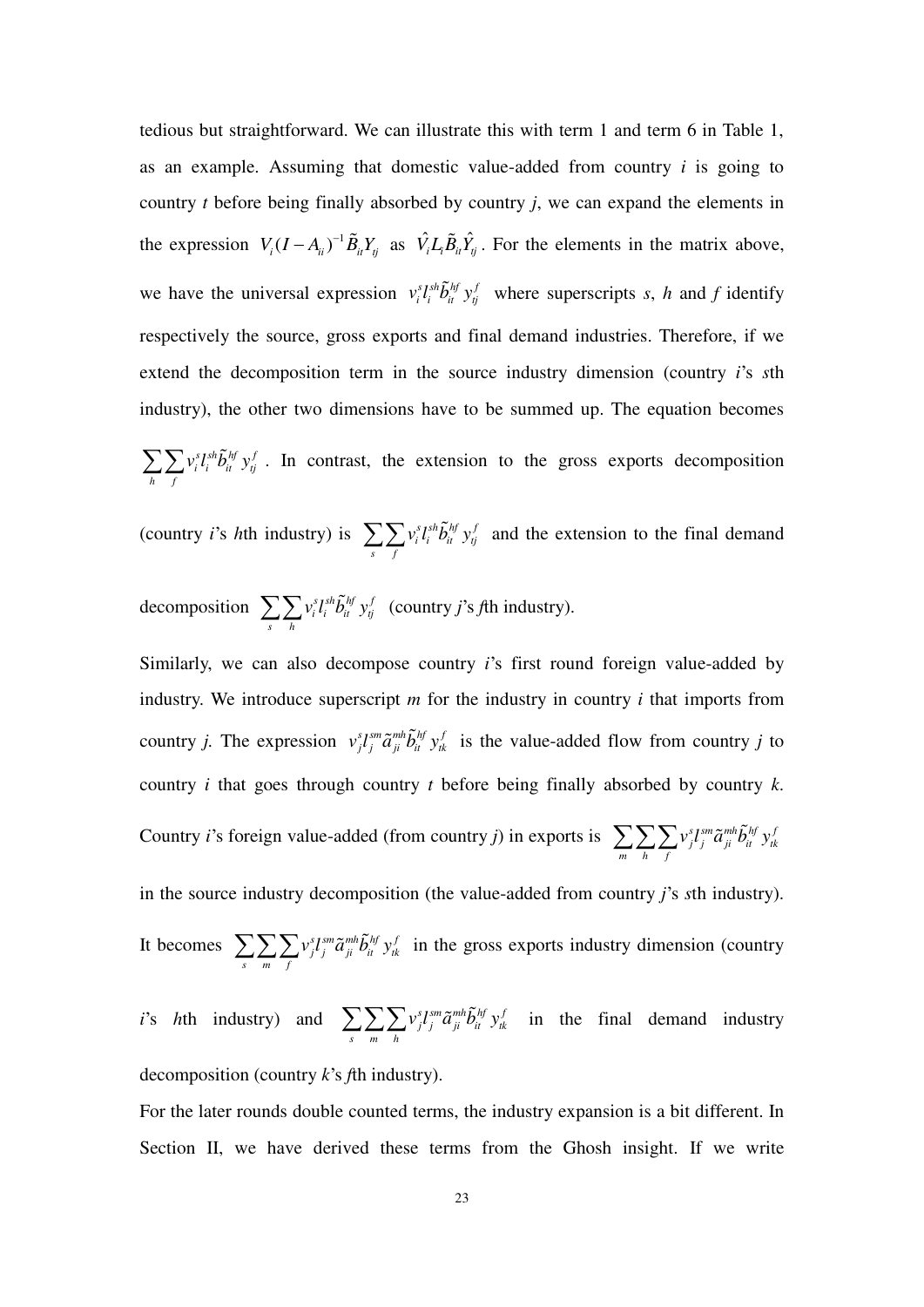tedious but straightforward. We can illustrate this with term 1 and term 6 in Table 1, as an example. Assuming that domestic value-added from country $i$ is going to country $t$ before being finally absorbed by country $j$, we can expand the elements in the expression $V_i(I-A_{ii})^{-1}\tilde{B}_{it}Y_{tj}$ as $\hat{V}_i L_i \tilde{B}_{it}\hat{Y}_{tj}$. For the elements in the matrix above, we have the universal expression $v_i^s l_i^{sh} \tilde{b}_{it}^{hf} y_{tj}^f$ where superscripts $s$, $h$ and $f$ identify respectively the source, gross exports and final demand industries. Therefore, if we extend the decomposition term in the source industry dimension (country $i$'s $s$th industry), the other two dimensions have to be summed up. The equation becomes $\sum_h \sum_f v_i^s l_i^{sh} \tilde{b}_{it}^{hf} y_{tj}^f$. In contrast, the extension to the gross exports decomposition (country $i$'s $h$th industry) is $\sum_s \sum_f v_i^s l_i^{sh} \tilde{b}_{it}^{hf} y_{tj}^f$ and the extension to the final demand decomposition $\sum_s \sum_h v_i^s l_i^{sh} \tilde{b}_{it}^{hf} y_{tj}^f$ (country $j$'s $f$th industry).

Similarly, we can also decompose country $i$'s first round foreign value-added by industry. We introduce superscript $m$ for the industry in country $i$ that imports from country $j$. The expression $v_j^s l_j^{sm} \tilde{a}_{ji}^{mh} \tilde{b}_{it}^{hf} y_{tk}^f$ is the value-added flow from country $j$ to country $i$ that goes through country $t$ before being finally absorbed by country $k$. Country $i$'s foreign value-added (from country $j$) in exports is $\sum_m \sum_h \sum_f v_j^s l_j^{sm} \tilde{a}_{ji}^{mh} \tilde{b}_{it}^{hf} y_{tk}^f$ in the source industry decomposition (the value-added from country $j$'s $s$th industry). It becomes $\sum_s \sum_m \sum_f v_j^s l_j^{sm} \tilde{a}_{ji}^{mh} \tilde{b}_{it}^{hf} y_{tk}^f$ in the gross exports industry dimension (country $i$'s $h$th industry) and $\sum_s \sum_m \sum_h v_j^s l_j^{sm} \tilde{a}_{ji}^{mh} \tilde{b}_{it}^{hf} y_{tk}^f$ in the final demand industry decomposition (country $k$'s $f$th industry).

For the later rounds double counted terms, the industry expansion is a bit different. In Section II, we have derived these terms from the Ghosh insight. If we write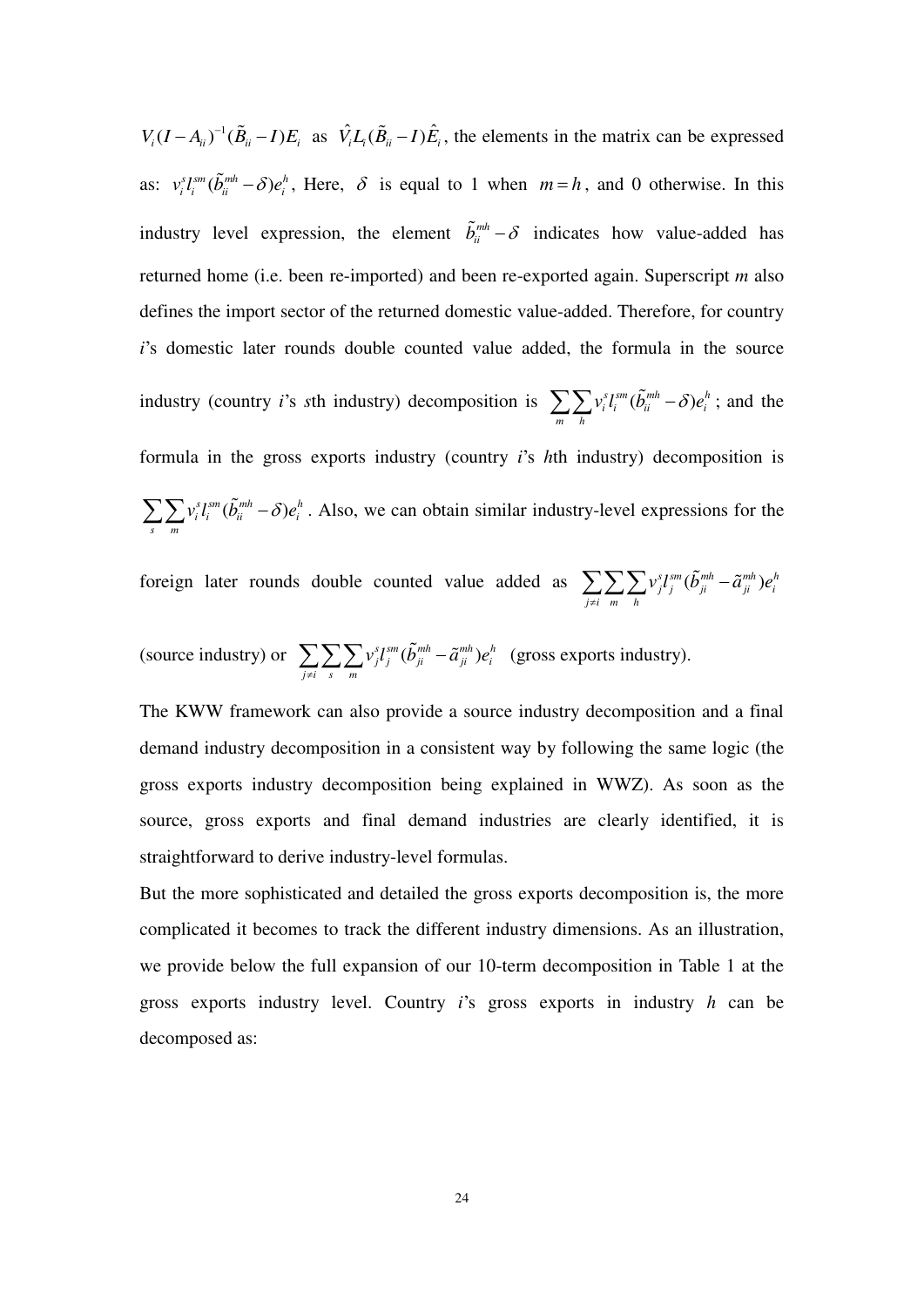$V_i(I-A_{ii})^{-1}(\tilde{B}_{ii}-I)E_i$ as $\hat{V}_i L_i(\tilde{B}_{ii}-I)\hat{E}_i$, the elements in the matrix can be expressed as: $v_i^s l_i^{sm}(\tilde{b}_{ii}^{mh}-\delta)e_i^h$, Here, $\delta$ is equal to 1 when $m=h$, and 0 otherwise. In this industry level expression, the element $\tilde{b}_{ii}^{mh}-\delta$ indicates how value-added has returned home (i.e. been re-imported) and been re-exported again. Superscript *m* also defines the import sector of the returned domestic value-added. Therefore, for country *i*'s domestic later rounds double counted value added, the formula in the source industry (country *i*'s *s*th industry) decomposition is $\sum_m \sum_h v_i^s l_i^{sm}(\tilde{b}_{ii}^{mh}-\delta)e_i^h$; and the formula in the gross exports industry (country *i*'s *h*th industry) decomposition is $\sum_s \sum_m v_i^s l_i^{sm}(\tilde{b}_{ii}^{mh}-\delta)e_i^h$. Also, we can obtain similar industry-level expressions for the foreign later rounds double counted value added as $\sum_{j\neq i}\sum_m \sum_h v_j^s l_j^{sm}(\tilde{b}_{ji}^{mh}-\tilde{a}_{ji}^{mh})e_i^h$ (source industry) or $\sum_{j\neq i}\sum_s \sum_m v_j^s l_j^{sm}(\tilde{b}_{ji}^{mh}-\tilde{a}_{ji}^{mh})e_i^h$ (gross exports industry).

The KWW framework can also provide a source industry decomposition and a final demand industry decomposition in a consistent way by following the same logic (the gross exports industry decomposition being explained in WWZ). As soon as the source, gross exports and final demand industries are clearly identified, it is straightforward to derive industry-level formulas.

But the more sophisticated and detailed the gross exports decomposition is, the more complicated it becomes to track the different industry dimensions. As an illustration, we provide below the full expansion of our 10-term decomposition in Table 1 at the gross exports industry level. Country *i*'s gross exports in industry *h* can be decomposed as: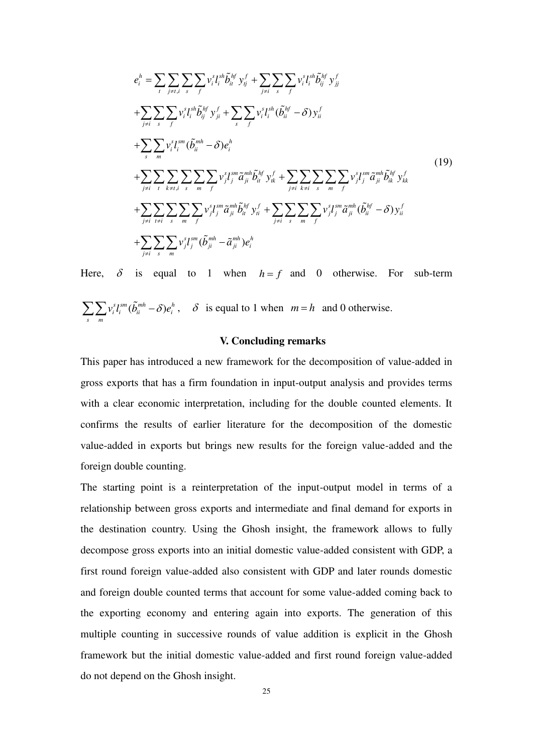$$
\begin{aligned}
e_i^h = & \sum_t \sum_{j \neq t,i} \sum_s \sum_f v_i^s l_i^{sh} \tilde{b}_{it}^{hf} y_{tj}^f + \sum_{j \neq i} \sum_s \sum_f v_i^s l_i^{sh} \tilde{b}_{ij}^{hf} y_{jj}^f \\
& + \sum_{j \neq i} \sum_s \sum_f v_i^s l_i^{sh} \tilde{b}_{ij}^{hf} y_{ji}^f + \sum_s \sum_f v_i^s l_i^{sh} (\tilde{b}_{ii}^{hf} - \delta) y_{ii}^f \\
& + \sum_s \sum_m v_i^s l_i^{sm} (\tilde{b}_{ii}^{mh} - \delta) e_i^h \\
& + \sum_{j \neq i} \sum_t \sum_{k \neq t,i} \sum_s \sum_m \sum_f v_j^s l_j^{sm} \tilde{a}_{ji}^{mh} \tilde{b}_{it}^{hf} y_{tk}^f + \sum_{j \neq i} \sum_{k \neq i} \sum_s \sum_m \sum_f v_j^s l_j^{sm} \tilde{a}_{ji}^{mh} \tilde{b}_{ik}^{hf} y_{kk}^f \\
& + \sum_{j \neq i} \sum_{t \neq i} \sum_s \sum_m \sum_f v_j^s l_j^{sm} \tilde{a}_{ji}^{mh} \tilde{b}_{it}^{hf} y_{ti}^f + \sum_{j \neq i} \sum_s \sum_m \sum_f v_j^s l_j^{sm} \tilde{a}_{ji}^{mh} (\tilde{b}_{ii}^{hf} - \delta) y_{ii}^f \\
& + \sum_{j \neq i} \sum_s \sum_m v_j^s l_j^{sm} (\tilde{b}_{ji}^{mh} - \tilde{a}_{ji}^{mh}) e_i^h
\end{aligned}
\tag{19}
$$

Here, $\delta$ is equal to 1 when $h = f$ and 0 otherwise. For sub-term $\sum_s \sum_m v_i^s l_i^{sm} (\tilde{b}_{ii}^{mh} - \delta) e_i^h$, $\delta$ is equal to 1 when $m = h$ and 0 otherwise.

## V. Concluding remarks

This paper has introduced a new framework for the decomposition of value-added in gross exports that has a firm foundation in input-output analysis and provides terms with a clear economic interpretation, including for the double counted elements. It confirms the results of earlier literature for the decomposition of the domestic value-added in exports but brings new results for the foreign value-added and the foreign double counting.

The starting point is a reinterpretation of the input-output model in terms of a relationship between gross exports and intermediate and final demand for exports in the destination country. Using the Ghosh insight, the framework allows to fully decompose gross exports into an initial domestic value-added consistent with GDP, a first round foreign value-added also consistent with GDP and later rounds domestic and foreign double counted terms that account for some value-added coming back to the exporting economy and entering again into exports. The generation of this multiple counting in successive rounds of value addition is explicit in the Ghosh framework but the initial domestic value-added and first round foreign value-added do not depend on the Ghosh insight.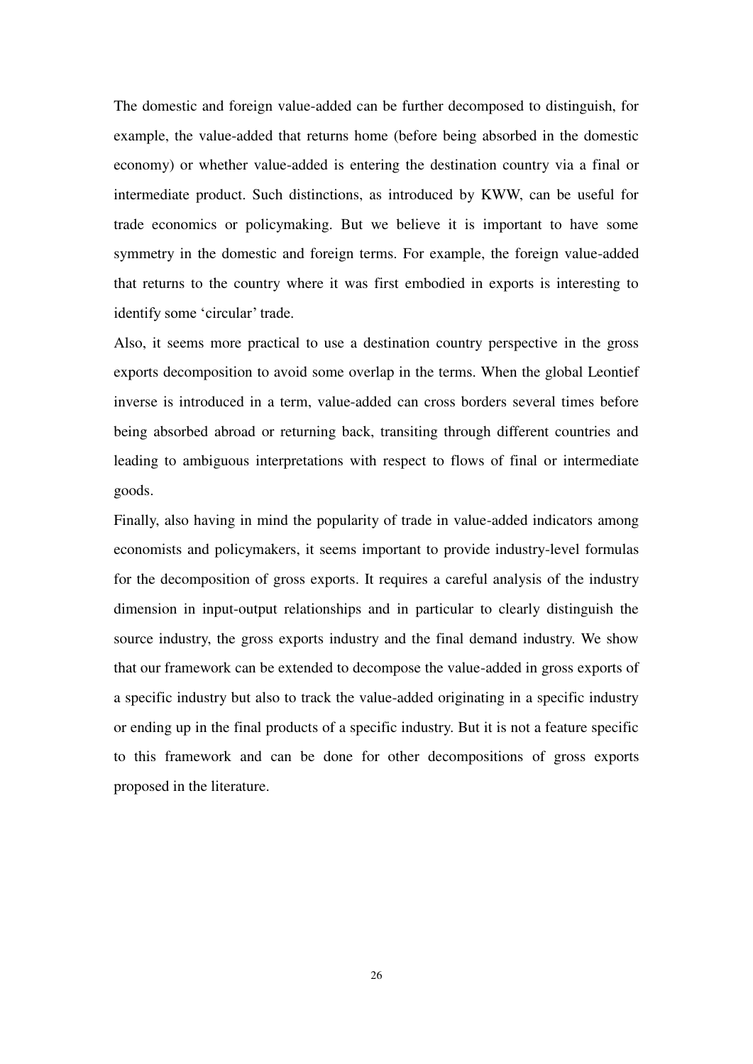The domestic and foreign value-added can be further decomposed to distinguish, for example, the value-added that returns home (before being absorbed in the domestic economy) or whether value-added is entering the destination country via a final or intermediate product. Such distinctions, as introduced by KWW, can be useful for trade economics or policymaking. But we believe it is important to have some symmetry in the domestic and foreign terms. For example, the foreign value-added that returns to the country where it was first embodied in exports is interesting to identify some 'circular' trade.

Also, it seems more practical to use a destination country perspective in the gross exports decomposition to avoid some overlap in the terms. When the global Leontief inverse is introduced in a term, value-added can cross borders several times before being absorbed abroad or returning back, transiting through different countries and leading to ambiguous interpretations with respect to flows of final or intermediate goods.

Finally, also having in mind the popularity of trade in value-added indicators among economists and policymakers, it seems important to provide industry-level formulas for the decomposition of gross exports. It requires a careful analysis of the industry dimension in input-output relationships and in particular to clearly distinguish the source industry, the gross exports industry and the final demand industry. We show that our framework can be extended to decompose the value-added in gross exports of a specific industry but also to track the value-added originating in a specific industry or ending up in the final products of a specific industry. But it is not a feature specific to this framework and can be done for other decompositions of gross exports proposed in the literature.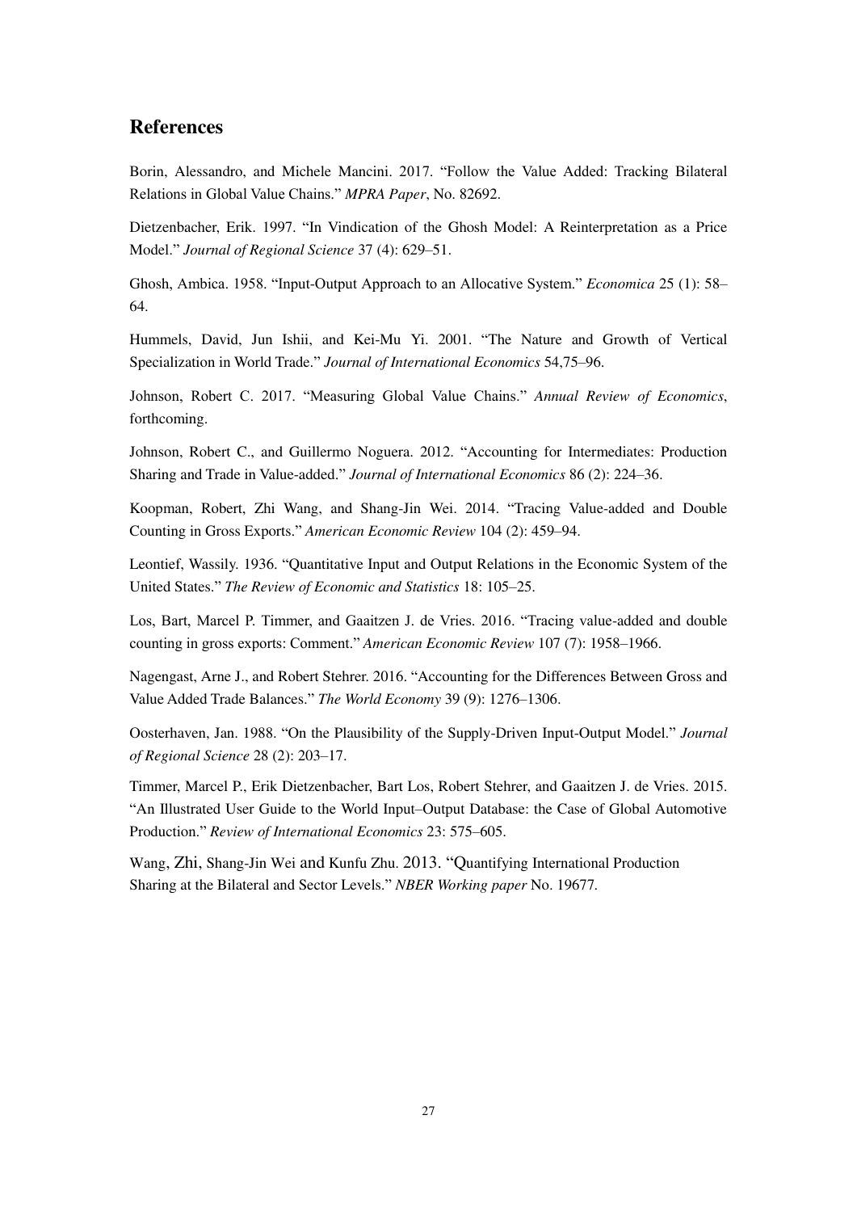## References

Borin, Alessandro, and Michele Mancini. 2017. "Follow the Value Added: Tracking Bilateral Relations in Global Value Chains." *MPRA Paper*, No. 82692.

Dietzenbacher, Erik. 1997. "In Vindication of the Ghosh Model: A Reinterpretation as a Price Model." *Journal of Regional Science* 37 (4): 629–51.

Ghosh, Ambica. 1958. "Input-Output Approach to an Allocative System." *Economica* 25 (1): 58–64.

Hummels, David, Jun Ishii, and Kei-Mu Yi. 2001. "The Nature and Growth of Vertical Specialization in World Trade." *Journal of International Economics* 54,75–96.

Johnson, Robert C. 2017. "Measuring Global Value Chains." *Annual Review of Economics*, forthcoming.

Johnson, Robert C., and Guillermo Noguera. 2012. "Accounting for Intermediates: Production Sharing and Trade in Value-added." *Journal of International Economics* 86 (2): 224–36.

Koopman, Robert, Zhi Wang, and Shang-Jin Wei. 2014. "Tracing Value-added and Double Counting in Gross Exports." *American Economic Review* 104 (2): 459–94.

Leontief, Wassily. 1936. "Quantitative Input and Output Relations in the Economic System of the United States." *The Review of Economic and Statistics* 18: 105–25.

Los, Bart, Marcel P. Timmer, and Gaaitzen J. de Vries. 2016. "Tracing value-added and double counting in gross exports: Comment." *American Economic Review* 107 (7): 1958–1966.

Nagengast, Arne J., and Robert Stehrer. 2016. "Accounting for the Differences Between Gross and Value Added Trade Balances." *The World Economy* 39 (9): 1276–1306.

Oosterhaven, Jan. 1988. "On the Plausibility of the Supply-Driven Input-Output Model." *Journal of Regional Science* 28 (2): 203–17.

Timmer, Marcel P., Erik Dietzenbacher, Bart Los, Robert Stehrer, and Gaaitzen J. de Vries. 2015. "An Illustrated User Guide to the World Input–Output Database: the Case of Global Automotive Production." *Review of International Economics* 23: 575–605.

Wang, Zhi, Shang-Jin Wei and Kunfu Zhu. 2013. "Quantifying International Production Sharing at the Bilateral and Sector Levels." *NBER Working paper* No. 19677.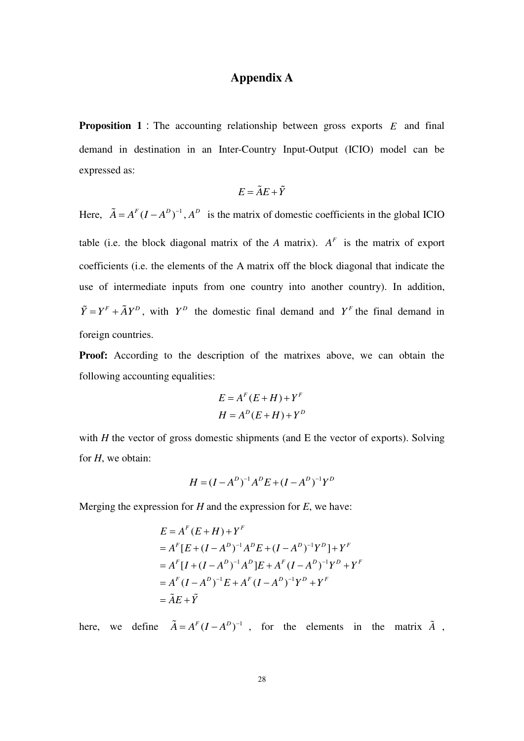# Appendix A

**Proposition 1** : The accounting relationship between gross exports $E$ and final demand in destination in an Inter-Country Input-Output (ICIO) model can be expressed as:

$$E = \tilde{A}E + \tilde{Y}$$

Here, $\tilde{A} = A^F(I - A^D)^{-1}, A^D$ is the matrix of domestic coefficients in the global ICIO table (i.e. the block diagonal matrix of the *A* matrix). $A^F$ is the matrix of export coefficients (i.e. the elements of the A matrix off the block diagonal that indicate the use of intermediate inputs from one country into another country). In addition, $\tilde{Y} = Y^F + \tilde{A}Y^D$, with $Y^D$ the domestic final demand and $Y^F$ the final demand in foreign countries.

**Proof:** According to the description of the matrixes above, we can obtain the following accounting equalities:

$$E = A^F(E + H) + Y^F$$
$$H = A^D(E + H) + Y^D$$

with *H* the vector of gross domestic shipments (and E the vector of exports). Solving for *H*, we obtain:

$$H = (I - A^D)^{-1}A^D E + (I - A^D)^{-1}Y^D$$

Merging the expression for *H* and the expression for *E*, we have:

$$\begin{aligned}
E &= A^F(E + H) + Y^F \\
&= A^F[E + (I - A^D)^{-1}A^D E + (I - A^D)^{-1}Y^D] + Y^F \\
&= A^F[I + (I - A^D)^{-1}A^D]E + A^F(I - A^D)^{-1}Y^D + Y^F \\
&= A^F(I - A^D)^{-1}E + A^F(I - A^D)^{-1}Y^D + Y^F \\
&= \tilde{A}E + \tilde{Y}
\end{aligned}$$

here, we define $\tilde{A} = A^F(I - A^D)^{-1}$ , for the elements in the matrix $\tilde{A}$ ,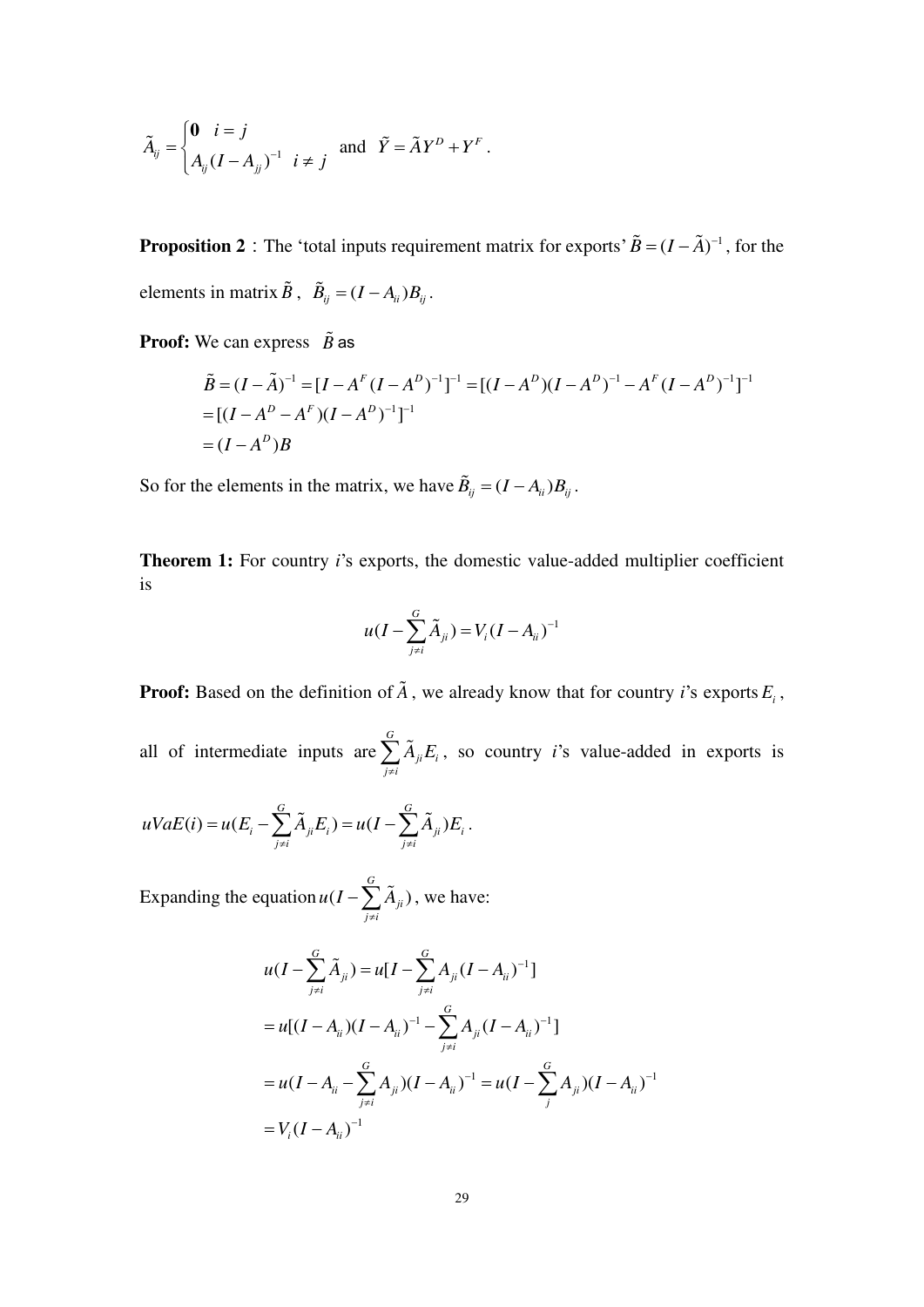$$\tilde{A}_{ij} = \begin{cases} \mathbf{0} & i = j \\ A_{ij}(I - A_{jj})^{-1} & i \neq j \end{cases} \text{ and } \tilde{Y} = \tilde{A}Y^D + Y^F .$$

**Proposition 2**：The 'total inputs requirement matrix for exports' $\tilde{B} = (I - \tilde{A})^{-1}$, for the elements in matrix $\tilde{B}$, $\tilde{B}_{ij} = (I - A_{ii})B_{ij}$.

**Proof:** We can express $\tilde{B}$ as

$$\begin{aligned}
\tilde{B} &= (I - \tilde{A})^{-1} = [I - A^F(I - A^D)^{-1}]^{-1} = [(I - A^D)(I - A^D)^{-1} - A^F(I - A^D)^{-1}]^{-1} \\
&= [(I - A^D - A^F)(I - A^D)^{-1}]^{-1} \\
&= (I - A^D)B
\end{aligned}$$

So for the elements in the matrix, we have $\tilde{B}_{ij} = (I - A_{ii})B_{ij}$.

**Theorem 1:** For country *i*'s exports, the domestic value-added multiplier coefficient is

$$u(I - \sum_{j \neq i}^{G} \tilde{A}_{ji}) = V_i(I - A_{ii})^{-1}$$

**Proof:** Based on the definition of $\tilde{A}$, we already know that for country *i*'s exports $E_i$, all of intermediate inputs are $\sum_{j \neq i}^{G} \tilde{A}_{ji}E_i$, so country *i*'s value-added in exports is

$$uVaE(i) = u(E_i - \sum_{j \neq i}^{G} \tilde{A}_{ji}E_i) = u(I - \sum_{j \neq i}^{G} \tilde{A}_{ji})E_i .$$

Expanding the equation $u(I - \sum_{j \neq i}^{G} \tilde{A}_{ji})$, we have:

$$\begin{aligned}
u(I - \sum_{j \neq i}^{G} \tilde{A}_{ji}) &= u[I - \sum_{j \neq i}^{G} A_{ji}(I - A_{ii})^{-1}] \\
&= u[(I - A_{ii})(I - A_{ii})^{-1} - \sum_{j \neq i}^{G} A_{ji}(I - A_{ii})^{-1}] \\
&= u(I - A_{ii} - \sum_{j \neq i}^{G} A_{ji})(I - A_{ii})^{-1} = u(I - \sum_{j}^{G} A_{ji})(I - A_{ii})^{-1} \\
&= V_i(I - A_{ii})^{-1}
\end{aligned}$$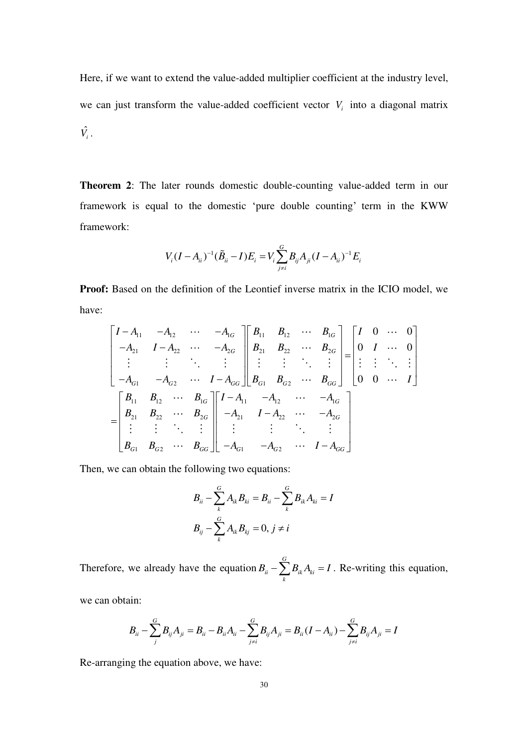Here, if we want to extend the value-added multiplier coefficient at the industry level, we can just transform the value-added coefficient vector $V_i$ into a diagonal matrix $\hat{V}_i$.

**Theorem 2**: The later rounds domestic double-counting value-added term in our framework is equal to the domestic 'pure double counting' term in the KWW framework:

$$V_i(I-A_{ii})^{-1}(\tilde{B}_{ii}-I)E_i = V_i\sum_{j\neq i}^{G} B_{ij}A_{ji}(I-A_{ii})^{-1}E_i$$

**Proof:** Based on the definition of the Leontief inverse matrix in the ICIO model, we have:

$$\begin{bmatrix} I-A_{11} & -A_{12} & \cdots & -A_{1G} \\ -A_{21} & I-A_{22} & \cdots & -A_{2G} \\ \vdots & \vdots & \ddots & \vdots \\ -A_{G1} & -A_{G2} & \cdots & I-A_{GG} \end{bmatrix} \begin{bmatrix} B_{11} & B_{12} & \cdots & B_{1G} \\ B_{21} & B_{22} & \cdots & B_{2G} \\ \vdots & \vdots & \ddots & \vdots \\ B_{G1} & B_{G2} & \cdots & B_{GG} \end{bmatrix} = \begin{bmatrix} I & 0 & \cdots & 0 \\ 0 & I & \cdots & 0 \\ \vdots & \vdots & \ddots & \vdots \\ 0 & 0 & \cdots & I \end{bmatrix}$$

$$= \begin{bmatrix} B_{11} & B_{12} & \cdots & B_{1G} \\ B_{21} & B_{22} & \cdots & B_{2G} \\ \vdots & \vdots & \ddots & \vdots \\ B_{G1} & B_{G2} & \cdots & B_{GG} \end{bmatrix} \begin{bmatrix} I-A_{11} & -A_{12} & \cdots & -A_{1G} \\ -A_{21} & I-A_{22} & \cdots & -A_{2G} \\ \vdots & \vdots & \ddots & \vdots \\ -A_{G1} & -A_{G2} & \cdots & I-A_{GG} \end{bmatrix}$$

Then, we can obtain the following two equations:

$$B_{ii} - \sum_{k}^{G} A_{ik}B_{ki} = B_{ii} - \sum_{k}^{G} B_{ik}A_{ki} = I$$

$$B_{ij} - \sum_{k}^{G} A_{ik}B_{kj} = 0,\ j \neq i$$

Therefore, we already have the equation $B_{ii} - \sum_{k}^{G} B_{ik}A_{ki} = I$. Re-writing this equation, we can obtain:

$$B_{ii} - \sum_{j}^{G} B_{ij}A_{ji} = B_{ii} - B_{ii}A_{ii} - \sum_{j\neq i}^{G} B_{ij}A_{ji} = B_{ii}(I-A_{ii}) - \sum_{j\neq i}^{G} B_{ij}A_{ji} = I$$

Re-arranging the equation above, we have: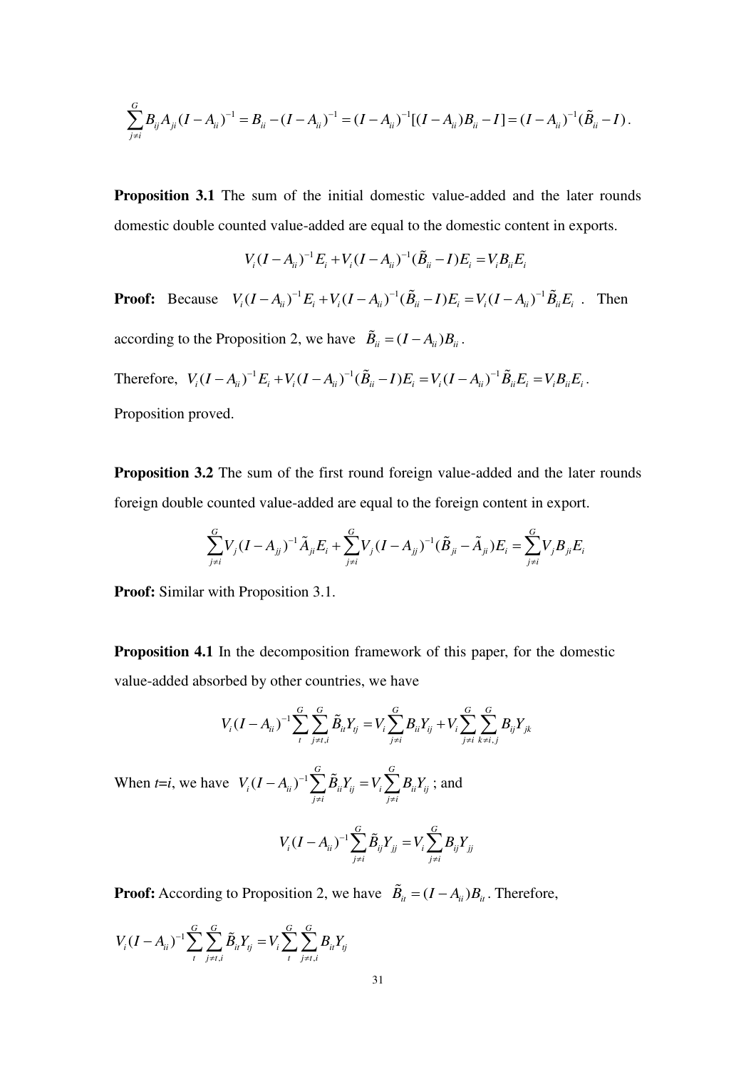$$\sum_{j \neq i}^{G} B_{ij} A_{ji} (I - A_{ii})^{-1} = B_{ii} - (I - A_{ii})^{-1} = (I - A_{ii})^{-1}[(I - A_{ii}) B_{ii} - I] = (I - A_{ii})^{-1}(\tilde{B}_{ii} - I).$$

**Proposition 3.1** The sum of the initial domestic value-added and the later rounds domestic double counted value-added are equal to the domestic content in exports.

$$V_i (I - A_{ii})^{-1} E_i + V_i (I - A_{ii})^{-1} (\tilde{B}_{ii} - I) E_i = V_i B_{ii} E_i$$

**Proof:** Because $V_i (I - A_{ii})^{-1} E_i + V_i (I - A_{ii})^{-1} (\tilde{B}_{ii} - I) E_i = V_i (I - A_{ii})^{-1} \tilde{B}_{ii} E_i$ . Then according to the Proposition 2, we have $\tilde{B}_{ii} = (I - A_{ii}) B_{ii}$.

Therefore, $V_i (I - A_{ii})^{-1} E_i + V_i (I - A_{ii})^{-1} (\tilde{B}_{ii} - I) E_i = V_i (I - A_{ii})^{-1} \tilde{B}_{ii} E_i = V_i B_{ii} E_i$.

Proposition proved.

**Proposition 3.2** The sum of the first round foreign value-added and the later rounds foreign double counted value-added are equal to the foreign content in export.

$$\sum_{j \neq i}^{G} V_j (I - A_{jj})^{-1} \tilde{A}_{ji} E_i + \sum_{j \neq i}^{G} V_j (I - A_{jj})^{-1} (\tilde{B}_{ji} - \tilde{A}_{ji}) E_i = \sum_{j \neq i}^{G} V_j B_{ji} E_i$$

**Proof:** Similar with Proposition 3.1.

**Proposition 4.1** In the decomposition framework of this paper, for the domestic value-added absorbed by other countries, we have

$$V_i (I - A_{ii})^{-1} \sum_{t}^{G} \sum_{j \neq t, i}^{G} \tilde{B}_{it} Y_{tj} = V_i \sum_{j \neq i}^{G} B_{ii} Y_{ij} + V_i \sum_{j \neq i}^{G} \sum_{k \neq i, j}^{G} B_{ij} Y_{jk}$$

When $t$=$i$, we have $V_i (I - A_{ii})^{-1} \sum_{j \neq i}^{G} \tilde{B}_{ii} Y_{ij} = V_i \sum_{j \neq i}^{G} B_{ii} Y_{ij}$ ; and

$$V_i (I - A_{ii})^{-1} \sum_{j \neq i}^{G} \tilde{B}_{ij} Y_{jj} = V_i \sum_{j \neq i}^{G} B_{ij} Y_{jj}$$

**Proof:** According to Proposition 2, we have $\tilde{B}_{it} = (I - A_{ii}) B_{it}$. Therefore,

$$V_i (I - A_{ii})^{-1} \sum_{t}^{G} \sum_{j \neq t, i}^{G} \tilde{B}_{it} Y_{tj} = V_i \sum_{t}^{G} \sum_{j \neq t, i}^{G} B_{it} Y_{tj}$$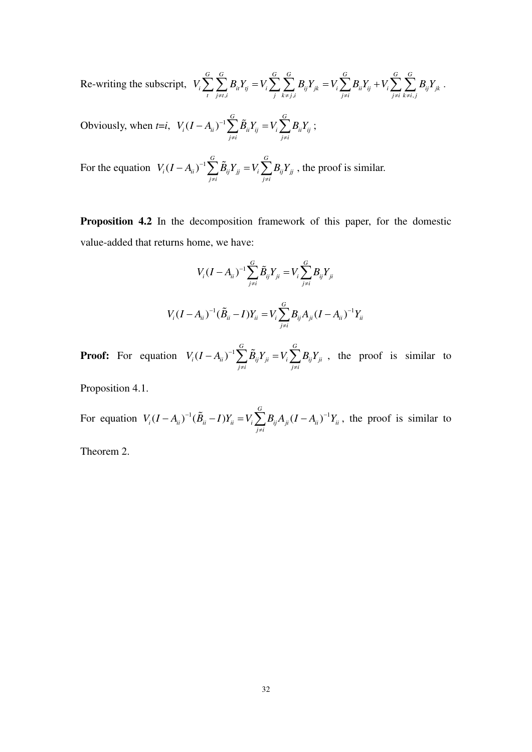Re-writing the subscript, $V_i \sum_{t}^{G} \sum_{j \neq t,i}^{G} B_{it} Y_{tj} = V_i \sum_{j}^{G} \sum_{k \neq j,i}^{G} B_{ij} Y_{jk} = V_i \sum_{j \neq i}^{G} B_{ii} Y_{ij} + V_i \sum_{j \neq i}^{G} \sum_{k \neq i,j}^{G} B_{ij} Y_{jk}$ .

Obviously, when *t*=*i*, $V_i (I - A_{ii})^{-1} \sum_{j \neq i}^{G} \tilde{B}_{ii} Y_{ij} = V_i \sum_{j \neq i}^{G} B_{ii} Y_{ij}$ ;

For the equation $V_i (I - A_{ii})^{-1} \sum_{j \neq i}^{G} \tilde{B}_{ij} Y_{jj} = V_i \sum_{j \neq i}^{G} B_{ij} Y_{jj}$ , the proof is similar.

**Proposition 4.2** In the decomposition framework of this paper, for the domestic value-added that returns home, we have:

$$V_i (I - A_{ii})^{-1} \sum_{j \neq i}^{G} \tilde{B}_{ij} Y_{ji} = V_i \sum_{j \neq i}^{G} B_{ij} Y_{ji}$$

$$V_i (I - A_{ii})^{-1} (\tilde{B}_{ii} - I) Y_{ii} = V_i \sum_{j \neq i}^{G} B_{ij} A_{ji} (I - A_{ii})^{-1} Y_{ii}$$

**Proof:** For equation $V_i (I - A_{ii})^{-1} \sum_{j \neq i}^{G} \tilde{B}_{ij} Y_{ji} = V_i \sum_{j \neq i}^{G} B_{ij} Y_{ji}$ , the proof is similar to Proposition 4.1.

For equation $V_i (I - A_{ii})^{-1} (\tilde{B}_{ii} - I) Y_{ii} = V_i \sum_{j \neq i}^{G} B_{ij} A_{ji} (I - A_{ii})^{-1} Y_{ii}$ , the proof is similar to Theorem 2.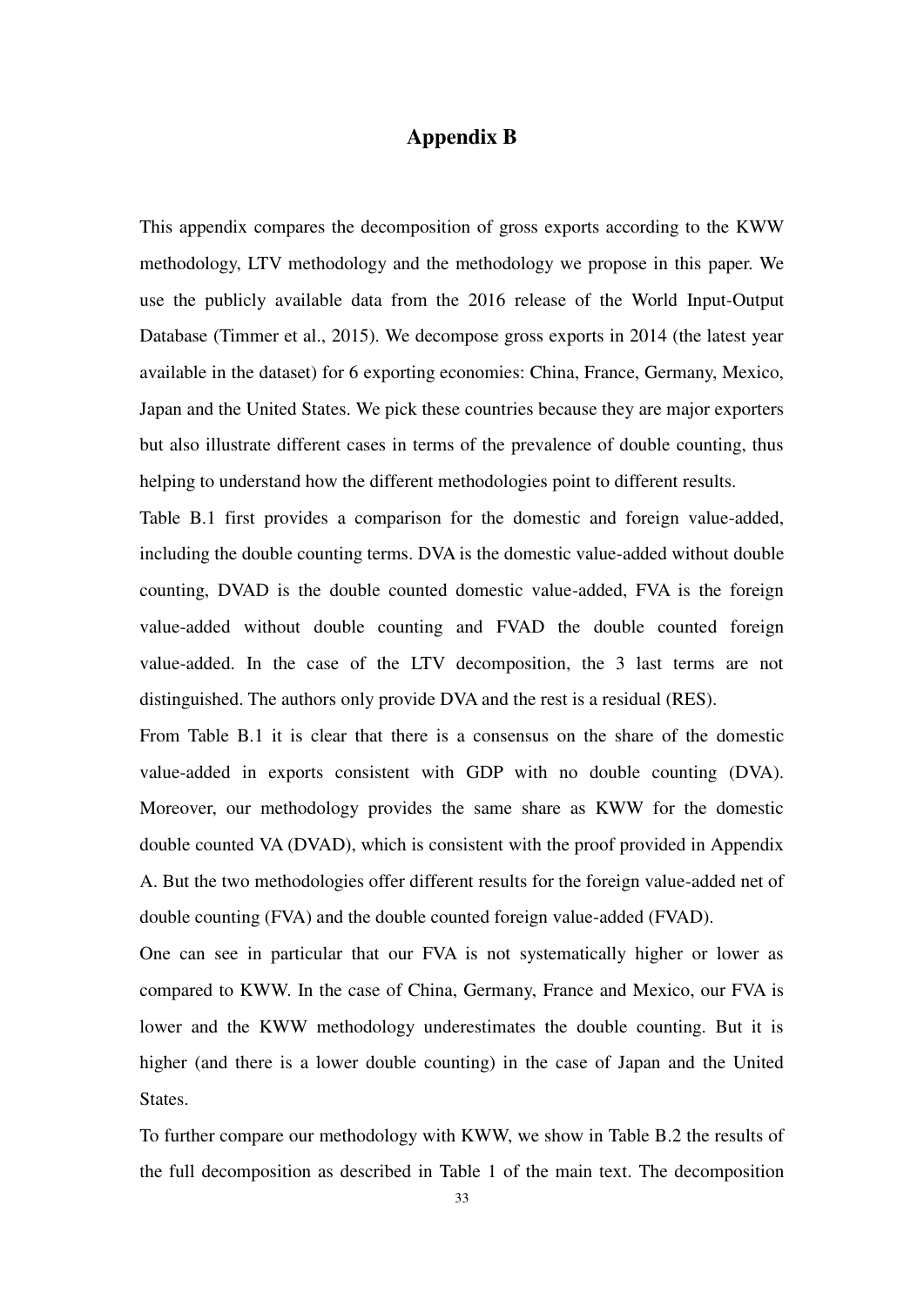# Appendix B

This appendix compares the decomposition of gross exports according to the KWW methodology, LTV methodology and the methodology we propose in this paper. We use the publicly available data from the 2016 release of the World Input-Output Database (Timmer et al., 2015). We decompose gross exports in 2014 (the latest year available in the dataset) for 6 exporting economies: China, France, Germany, Mexico, Japan and the United States. We pick these countries because they are major exporters but also illustrate different cases in terms of the prevalence of double counting, thus helping to understand how the different methodologies point to different results.

Table B.1 first provides a comparison for the domestic and foreign value-added, including the double counting terms. DVA is the domestic value-added without double counting, DVAD is the double counted domestic value-added, FVA is the foreign value-added without double counting and FVAD the double counted foreign value-added. In the case of the LTV decomposition, the 3 last terms are not distinguished. The authors only provide DVA and the rest is a residual (RES).

From Table B.1 it is clear that there is a consensus on the share of the domestic value-added in exports consistent with GDP with no double counting (DVA). Moreover, our methodology provides the same share as KWW for the domestic double counted VA (DVAD), which is consistent with the proof provided in Appendix A. But the two methodologies offer different results for the foreign value-added net of double counting (FVA) and the double counted foreign value-added (FVAD).

One can see in particular that our FVA is not systematically higher or lower as compared to KWW. In the case of China, Germany, France and Mexico, our FVA is lower and the KWW methodology underestimates the double counting. But it is higher (and there is a lower double counting) in the case of Japan and the United States.

To further compare our methodology with KWW, we show in Table B.2 the results of the full decomposition as described in Table 1 of the main text. The decomposition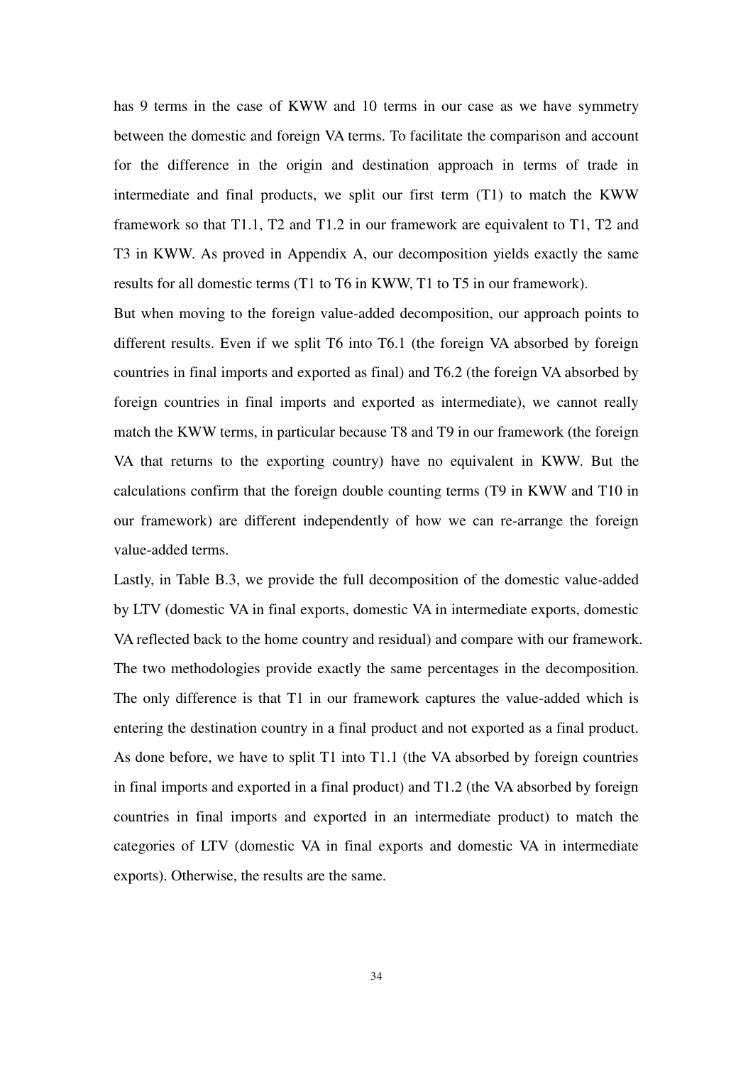has 9 terms in the case of KWW and 10 terms in our case as we have symmetry between the domestic and foreign VA terms. To facilitate the comparison and account for the difference in the origin and destination approach in terms of trade in intermediate and final products, we split our first term (T1) to match the KWW framework so that T1.1, T2 and T1.2 in our framework are equivalent to T1, T2 and T3 in KWW. As proved in Appendix A, our decomposition yields exactly the same results for all domestic terms (T1 to T6 in KWW, T1 to T5 in our framework).

But when moving to the foreign value-added decomposition, our approach points to different results. Even if we split T6 into T6.1 (the foreign VA absorbed by foreign countries in final imports and exported as final) and T6.2 (the foreign VA absorbed by foreign countries in final imports and exported as intermediate), we cannot really match the KWW terms, in particular because T8 and T9 in our framework (the foreign VA that returns to the exporting country) have no equivalent in KWW. But the calculations confirm that the foreign double counting terms (T9 in KWW and T10 in our framework) are different independently of how we can re-arrange the foreign value-added terms.

Lastly, in Table B.3, we provide the full decomposition of the domestic value-added by LTV (domestic VA in final exports, domestic VA in intermediate exports, domestic VA reflected back to the home country and residual) and compare with our framework. The two methodologies provide exactly the same percentages in the decomposition. The only difference is that T1 in our framework captures the value-added which is entering the destination country in a final product and not exported as a final product. As done before, we have to split T1 into T1.1 (the VA absorbed by foreign countries in final imports and exported in a final product) and T1.2 (the VA absorbed by foreign countries in final imports and exported in an intermediate product) to match the categories of LTV (domestic VA in final exports and domestic VA in intermediate exports). Otherwise, the results are the same.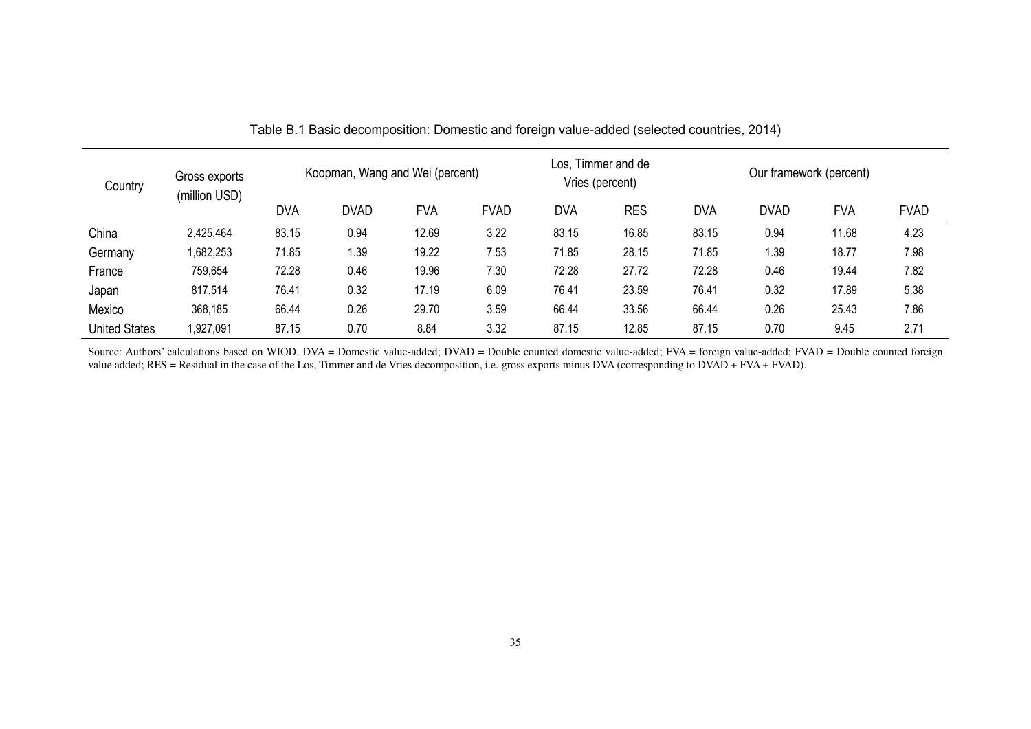Table B.1 Basic decomposition: Domestic and foreign value-added (selected countries, 2014)

| Country | Gross exports (million USD) | Koopman, Wang and Wei (percent) | | | | Los, Timmer and de Vries (percent) | | Our framework (percent) | | | |
|---|---|---|---|---|---|---|---|---|---|---|---|
| | | DVA | DVAD | FVA | FVAD | DVA | RES | DVA | DVAD | FVA | FVAD |
| China | 2,425,464 | 83.15 | 0.94 | 12.69 | 3.22 | 83.15 | 16.85 | 83.15 | 0.94 | 11.68 | 4.23 |
| Germany | 1,682,253 | 71.85 | 1.39 | 19.22 | 7.53 | 71.85 | 28.15 | 71.85 | 1.39 | 18.77 | 7.98 |
| France | 759,654 | 72.28 | 0.46 | 19.96 | 7.30 | 72.28 | 27.72 | 72.28 | 0.46 | 19.44 | 7.82 |
| Japan | 817,514 | 76.41 | 0.32 | 17.19 | 6.09 | 76.41 | 23.59 | 76.41 | 0.32 | 17.89 | 5.38 |
| Mexico | 368,185 | 66.44 | 0.26 | 29.70 | 3.59 | 66.44 | 33.56 | 66.44 | 0.26 | 25.43 | 7.86 |
| United States | 1,927,091 | 87.15 | 0.70 | 8.84 | 3.32 | 87.15 | 12.85 | 87.15 | 0.70 | 9.45 | 2.71 |

Source: Authors' calculations based on WIOD. DVA = Domestic value-added; DVAD = Double counted domestic value-added; FVA = foreign value-added; FVAD = Double counted foreign value added; RES = Residual in the case of the Los, Timmer and de Vries decomposition, i.e. gross exports minus DVA (corresponding to DVAD + FVA + FVAD).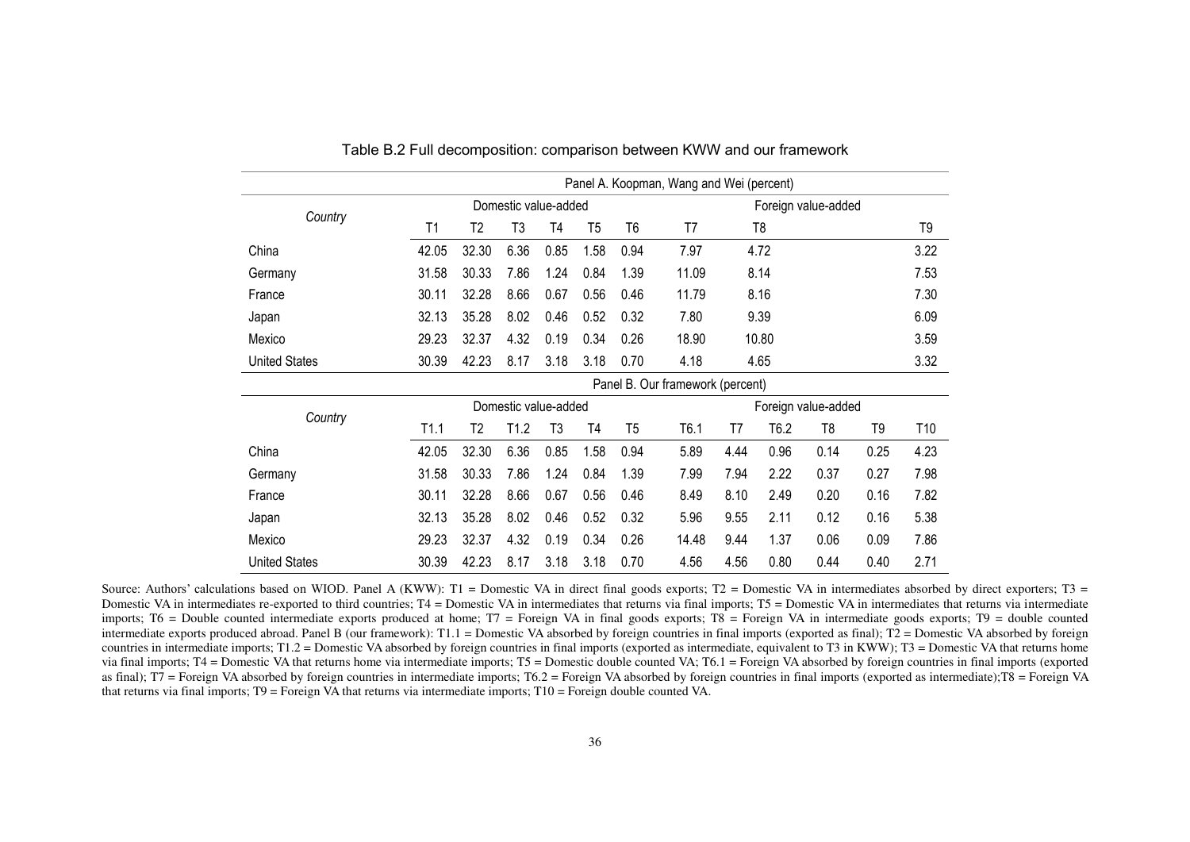Table B.2 Full decomposition: comparison between KWW and our framework

| Country | Panel A. Koopman, Wang and Wei (percent) | | | | | | | | | | | |
|---|---|---|---|---|---|---|---|---|---|---|---|---|
| | Domestic value-added | | | | | | Foreign value-added | | | | | |
| | T1 | T2 | T3 | T4 | T5 | T6 | T7 | T8 | | | | T9 |
| China | 42.05 | 32.30 | 6.36 | 0.85 | 1.58 | 0.94 | 7.97 | 4.72 | | | | 3.22 |
| Germany | 31.58 | 30.33 | 7.86 | 1.24 | 0.84 | 1.39 | 11.09 | 8.14 | | | | 7.53 |
| France | 30.11 | 32.28 | 8.66 | 0.67 | 0.56 | 0.46 | 11.79 | 8.16 | | | | 7.30 |
| Japan | 32.13 | 35.28 | 8.02 | 0.46 | 0.52 | 0.32 | 7.80 | 9.39 | | | | 6.09 |
| Mexico | 29.23 | 32.37 | 4.32 | 0.19 | 0.34 | 0.26 | 18.90 | 10.80 | | | | 3.59 |
| United States | 30.39 | 42.23 | 8.17 | 3.18 | 3.18 | 0.70 | 4.18 | 4.65 | | | | 3.32 |
| | Panel B. Our framework (percent) | | | | | | | | | | | |
| Country | Domestic value-added | | | | | | Foreign value-added | | | | | |
| | T1.1 | T2 | T1.2 | T3 | T4 | T5 | T6.1 | T7 | T6.2 | T8 | T9 | T10 |
| China | 42.05 | 32.30 | 6.36 | 0.85 | 1.58 | 0.94 | 5.89 | 4.44 | 0.96 | 0.14 | 0.25 | 4.23 |
| Germany | 31.58 | 30.33 | 7.86 | 1.24 | 0.84 | 1.39 | 7.99 | 7.94 | 2.22 | 0.37 | 0.27 | 7.98 |
| France | 30.11 | 32.28 | 8.66 | 0.67 | 0.56 | 0.46 | 8.49 | 8.10 | 2.49 | 0.20 | 0.16 | 7.82 |
| Japan | 32.13 | 35.28 | 8.02 | 0.46 | 0.52 | 0.32 | 5.96 | 9.55 | 2.11 | 0.12 | 0.16 | 5.38 |
| Mexico | 29.23 | 32.37 | 4.32 | 0.19 | 0.34 | 0.26 | 14.48 | 9.44 | 1.37 | 0.06 | 0.09 | 7.86 |
| United States | 30.39 | 42.23 | 8.17 | 3.18 | 3.18 | 0.70 | 4.56 | 4.56 | 0.80 | 0.44 | 0.40 | 2.71 |

Source: Authors' calculations based on WIOD. Panel A (KWW): T1 = Domestic VA in direct final goods exports; T2 = Domestic VA in intermediates absorbed by direct exporters; T3 = Domestic VA in intermediates re-exported to third countries; T4 = Domestic VA in intermediates that returns via final imports; T5 = Domestic VA in intermediates that returns via intermediate imports; T6 = Double counted intermediate exports produced at home; T7 = Foreign VA in final goods exports; T8 = Foreign VA in intermediate goods exports; T9 = double counted intermediate exports produced abroad. Panel B (our framework): T1.1 = Domestic VA absorbed by foreign countries in final imports (exported as final); T2 = Domestic VA absorbed by foreign countries in intermediate imports; T1.2 = Domestic VA absorbed by foreign countries in final imports (exported as intermediate, equivalent to T3 in KWW); T3 = Domestic VA that returns home via final imports; T4 = Domestic VA that returns home via intermediate imports; T5 = Domestic double counted VA; T6.1 = Foreign VA absorbed by foreign countries in final imports (exported as final); T7 = Foreign VA absorbed by foreign countries in intermediate imports; T6.2 = Foreign VA absorbed by foreign countries in final imports (exported as intermediate);T8 = Foreign VA that returns via final imports; T9 = Foreign VA that returns via intermediate imports; T10 = Foreign double counted VA.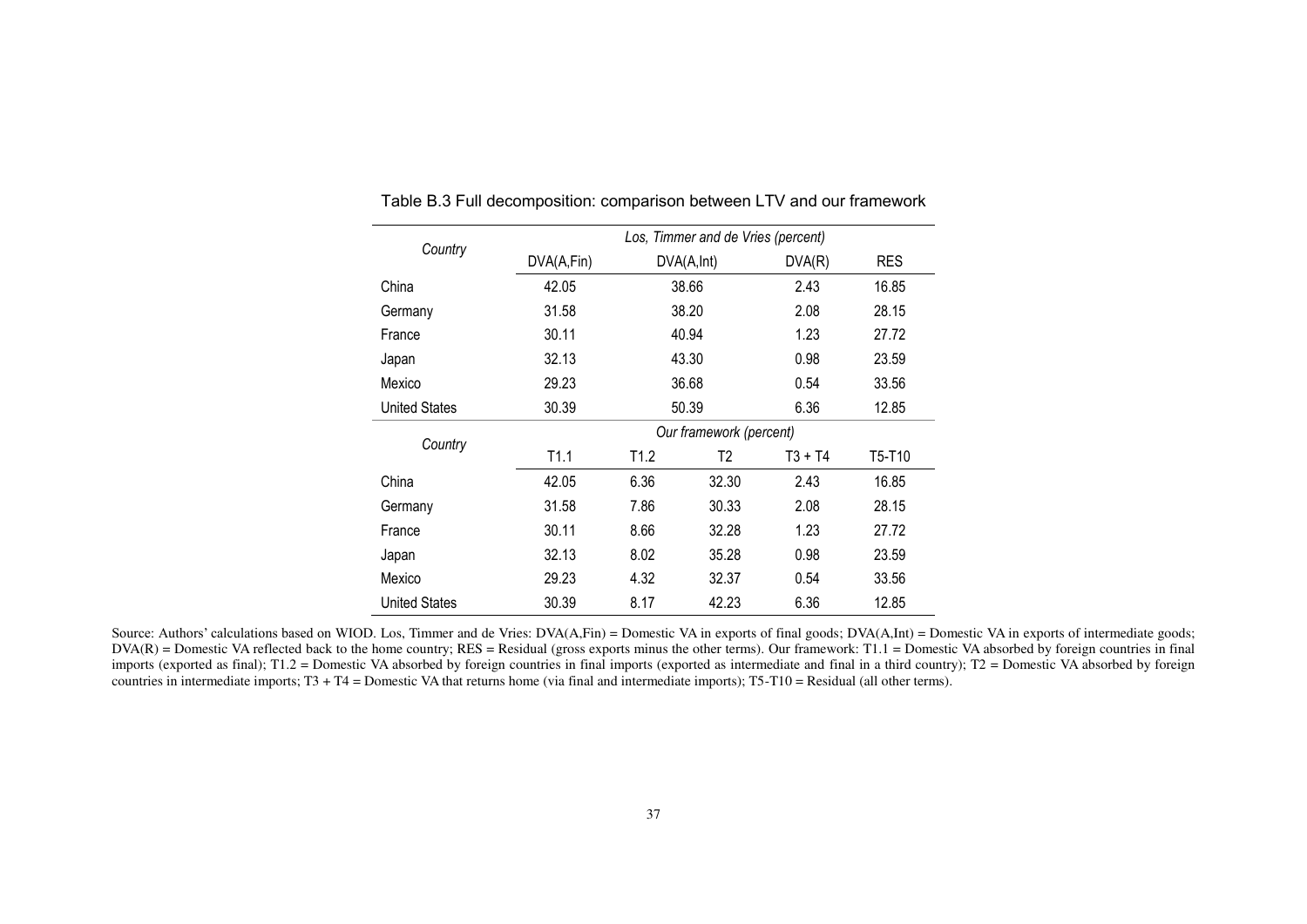Table B.3 Full decomposition: comparison between LTV and our framework

| *Country* | *Los, Timmer and de Vries (percent)* | | | | |
|---|---|---|---|---|---|
| | DVA(A,Fin) | DVA(A,Int) | | DVA(R) | RES |
| China | 42.05 | 38.66 | | 2.43 | 16.85 |
| Germany | 31.58 | 38.20 | | 2.08 | 28.15 |
| France | 30.11 | 40.94 | | 1.23 | 27.72 |
| Japan | 32.13 | 43.30 | | 0.98 | 23.59 |
| Mexico | 29.23 | 36.68 | | 0.54 | 33.56 |
| United States | 30.39 | 50.39 | | 6.36 | 12.85 |
| *Country* | *Our framework (percent)* | | | | |
| | T1.1 | T1.2 | T2 | T3 + T4 | T5-T10 |
| China | 42.05 | 6.36 | 32.30 | 2.43 | 16.85 |
| Germany | 31.58 | 7.86 | 30.33 | 2.08 | 28.15 |
| France | 30.11 | 8.66 | 32.28 | 1.23 | 27.72 |
| Japan | 32.13 | 8.02 | 35.28 | 0.98 | 23.59 |
| Mexico | 29.23 | 4.32 | 32.37 | 0.54 | 33.56 |
| United States | 30.39 | 8.17 | 42.23 | 6.36 | 12.85 |

Source: Authors' calculations based on WIOD. Los, Timmer and de Vries: DVA(A,Fin) = Domestic VA in exports of final goods; DVA(A,Int) = Domestic VA in exports of intermediate goods; DVA(R) = Domestic VA reflected back to the home country; RES = Residual (gross exports minus the other terms). Our framework: T1.1 = Domestic VA absorbed by foreign countries in final imports (exported as final); T1.2 = Domestic VA absorbed by foreign countries in final imports (exported as intermediate and final in a third country); T2 = Domestic VA absorbed by foreign countries in intermediate imports; T3 + T4 = Domestic VA that returns home (via final and intermediate imports); T5-T10 = Residual (all other terms).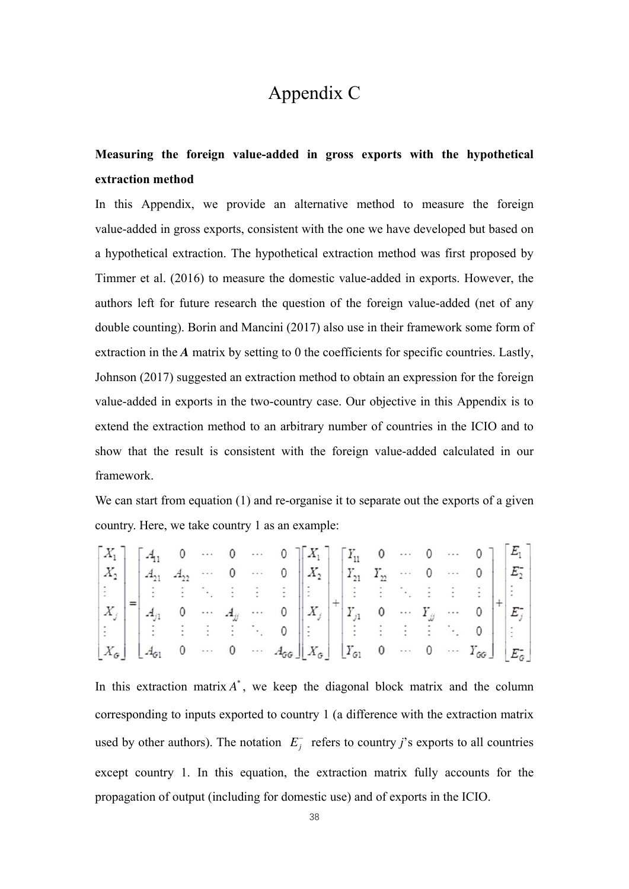# Appendix C

**Measuring the foreign value-added in gross exports with the hypothetical extraction method**

In this Appendix, we provide an alternative method to measure the foreign value-added in gross exports, consistent with the one we have developed but based on a hypothetical extraction. The hypothetical extraction method was first proposed by Timmer et al. (2016) to measure the domestic value-added in exports. However, the authors left for future research the question of the foreign value-added (net of any double counting). Borin and Mancini (2017) also use in their framework some form of extraction in the ***A*** matrix by setting to 0 the coefficients for specific countries. Lastly, Johnson (2017) suggested an extraction method to obtain an expression for the foreign value-added in exports in the two-country case. Our objective in this Appendix is to extend the extraction method to an arbitrary number of countries in the ICIO and to show that the result is consistent with the foreign value-added calculated in our framework.

We can start from equation (1) and re-organise it to separate out the exports of a given country. Here, we take country 1 as an example:

$$
\begin{bmatrix} X_1 \\ X_2 \\ \vdots \\ X_j \\ \vdots \\ X_G \end{bmatrix} = \begin{bmatrix} A_{11} & 0 & \cdots & 0 & \cdots & 0 \\ A_{21} & A_{22} & \cdots & 0 & \cdots & 0 \\ \vdots & \vdots & \ddots & \vdots & \vdots & \vdots \\ A_{j1} & 0 & \cdots & A_{jj} & \cdots & 0 \\ \vdots & \vdots & \vdots & \vdots & \ddots & 0 \\ A_{G1} & 0 & \cdots & 0 & \cdots & A_{GG} \end{bmatrix} \begin{bmatrix} X_1 \\ X_2 \\ \vdots \\ X_j \\ \vdots \\ X_G \end{bmatrix} + \begin{bmatrix} Y_{11} & 0 & \cdots & 0 & \cdots & 0 \\ Y_{21} & Y_{22} & \cdots & 0 & \cdots & 0 \\ \vdots & \vdots & \ddots & \vdots & \vdots & \vdots \\ Y_{j1} & 0 & \cdots & Y_{jj} & \cdots & 0 \\ \vdots & \vdots & \vdots & \vdots & \ddots & 0 \\ Y_{G1} & 0 & \cdots & 0 & \cdots & Y_{GG} \end{bmatrix} + \begin{bmatrix} E_1 \\ E_2^- \\ \vdots \\ E_j^- \\ \vdots \\ E_G^- \end{bmatrix}
$$

In this extraction matrix $A^*$, we keep the diagonal block matrix and the column corresponding to inputs exported to country 1 (a difference with the extraction matrix used by other authors). The notation $E_j^-$ refers to country *j*'s exports to all countries except country 1. In this equation, the extraction matrix fully accounts for the propagation of output (including for domestic use) and of exports in the ICIO.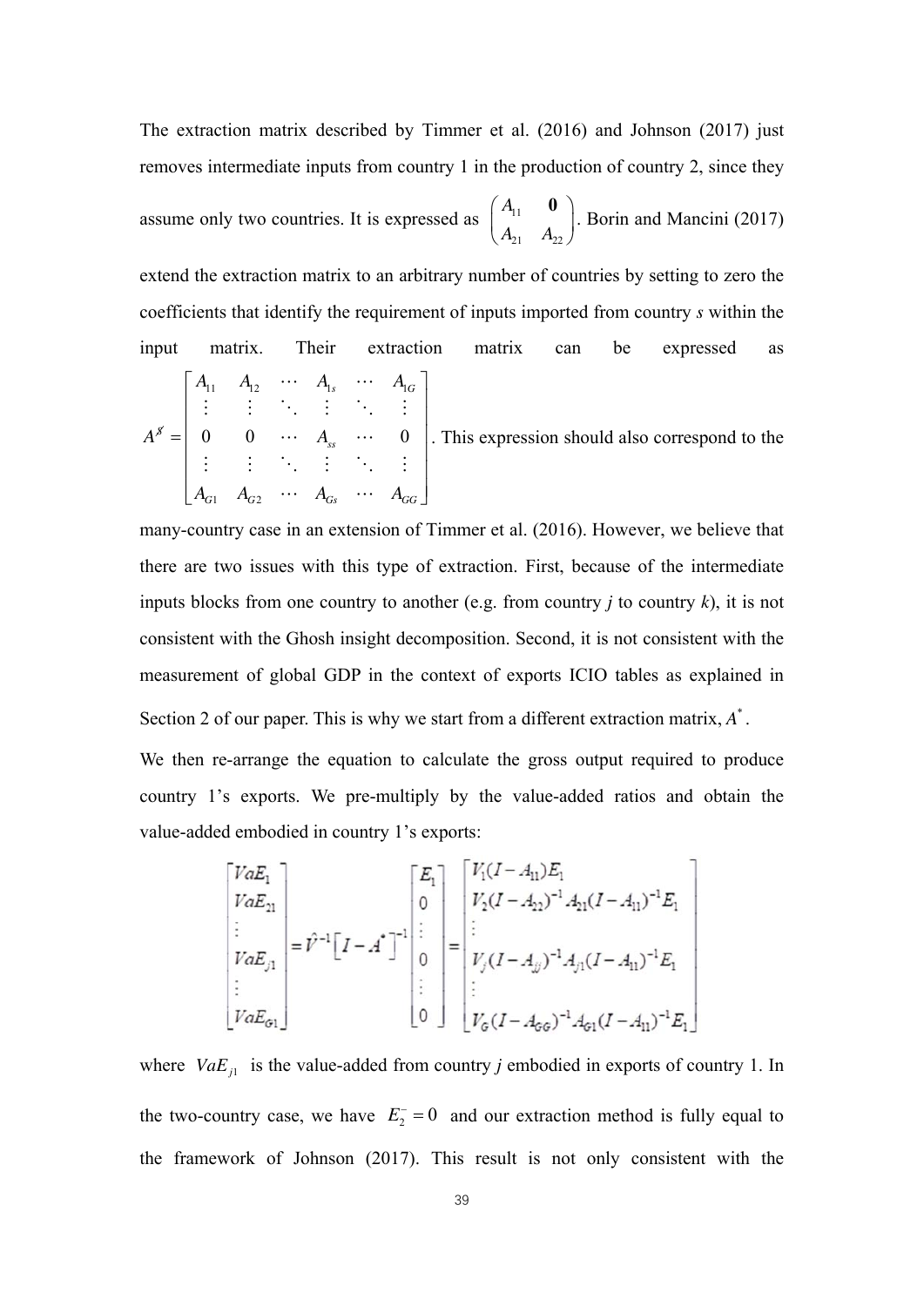The extraction matrix described by Timmer et al. (2016) and Johnson (2017) just removes intermediate inputs from country 1 in the production of country 2, since they assume only two countries. It is expressed as $\begin{pmatrix} A_{11} & \mathbf{0} \\ A_{21} & A_{22} \end{pmatrix}$. Borin and Mancini (2017) extend the extraction matrix to an arbitrary number of countries by setting to zero the coefficients that identify the requirement of inputs imported from country *s* within the input matrix. Their extraction matrix can be expressed as $A^{g} = \begin{bmatrix} A_{11} & A_{12} & \cdots & A_{1s} & \cdots & A_{1G} \\ \vdots & \vdots & \ddots & \vdots & \ddots & \vdots \\ 0 & 0 & \cdots & A_{ss} & \cdots & 0 \\ \vdots & \vdots & \ddots & \vdots & \ddots & \vdots \\ A_{G1} & A_{G2} & \cdots & A_{Gs} & \cdots & A_{GG} \end{bmatrix}$. This expression should also correspond to the many-country case in an extension of Timmer et al. (2016). However, we believe that there are two issues with this type of extraction. First, because of the intermediate inputs blocks from one country to another (e.g. from country *j* to country *k*), it is not consistent with the Ghosh insight decomposition. Second, it is not consistent with the measurement of global GDP in the context of exports ICIO tables as explained in Section 2 of our paper. This is why we start from a different extraction matrix, $A^{*}$.

We then re-arrange the equation to calculate the gross output required to produce country 1's exports. We pre-multiply by the value-added ratios and obtain the value-added embodied in country 1's exports:

$$\begin{bmatrix} VaE_1 \\ VaE_{21} \\ \vdots \\ VaE_{j1} \\ \vdots \\ VaE_{G1} \end{bmatrix} = \hat{V}^{-1}\left[I - A^{*}\right]^{-1} \begin{bmatrix} E_1 \\ 0 \\ \vdots \\ 0 \\ \vdots \\ 0 \end{bmatrix} = \begin{bmatrix} V_1(I - A_{11})E_1 \\ V_2(I - A_{22})^{-1}A_{21}(I - A_{11})^{-1}E_1 \\ \vdots \\ V_j(I - A_{jj})^{-1}A_{j1}(I - A_{11})^{-1}E_1 \\ \vdots \\ V_G(I - A_{GG})^{-1}A_{G1}(I - A_{11})^{-1}E_1 \end{bmatrix}$$

where $VaE_{j1}$ is the value-added from country *j* embodied in exports of country 1. In the two-country case, we have $E_2^{-} = 0$ and our extraction method is fully equal to the framework of Johnson (2017). This result is not only consistent with the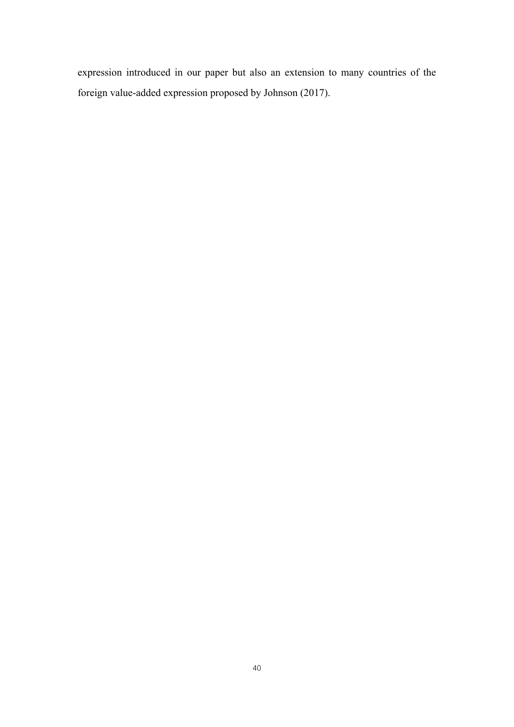expression introduced in our paper but also an extension to many countries of the foreign value-added expression proposed by Johnson (2017).